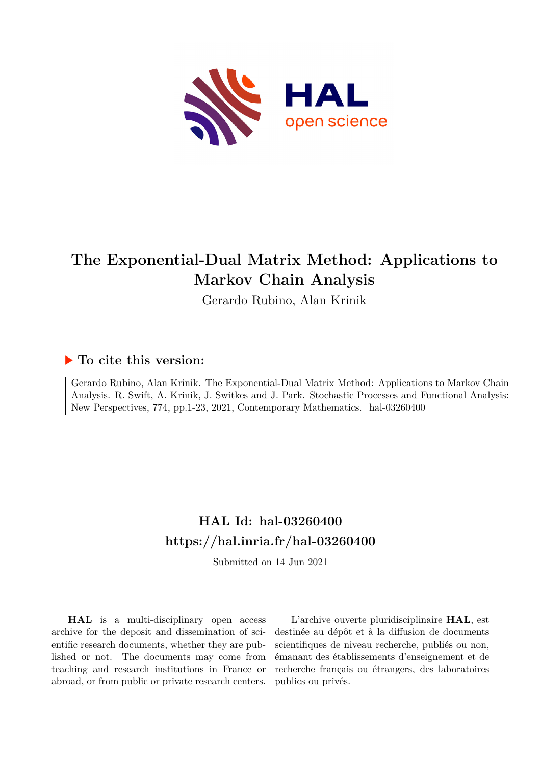# The Exponential-Dual Matrix Method: Applications to Markov Chain Analysis

Gerardo Rubino, Alan Krinik

## ▶ To cite this version:

Gerardo Rubino, Alan Krinik. The Exponential-Dual Matrix Method: Applications to Markov Chain Analysis. R. Swift, A. Krinik, J. Switkes and J. Park. Stochastic Processes and Functional Analysis: New Perspectives, 774, pp.1-23, 2021, Contemporary Mathematics. hal-03260400

## HAL Id: hal-03260400
## https://hal.inria.fr/hal-03260400

Submitted on 14 Jun 2021

**HAL** is a multi-disciplinary open access archive for the deposit and dissemination of scientific research documents, whether they are published or not. The documents may come from teaching and research institutions in France or abroad, or from public or private research centers.

L'archive ouverte pluridisciplinaire **HAL**, est destinée au dépôt et à la diffusion de documents scientifiques de niveau recherche, publiés ou non, émanant des établissements d'enseignement et de recherche français ou étrangers, des laboratoires publics ou privés.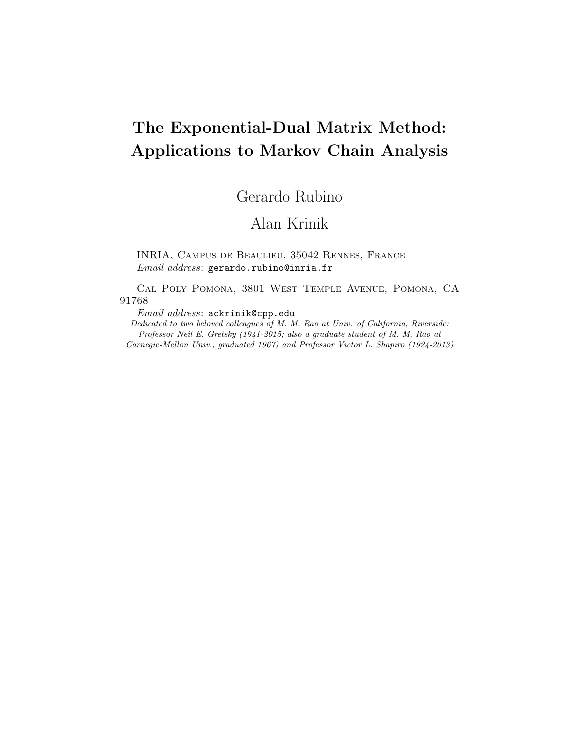# The Exponential-Dual Matrix Method: Applications to Markov Chain Analysis

Gerardo Rubino

Alan Krinik

INRIA, Campus de Beaulieu, 35042 Rennes, France
*Email address*: gerardo.rubino@inria.fr

Cal Poly Pomona, 3801 West Temple Avenue, Pomona, CA 91768
*Email address*: ackrinik@cpp.edu

*Dedicated to two beloved colleagues of M. M. Rao at Univ. of California, Riverside: Professor Neil E. Gretsky (1941-2015; also a graduate student of M. M. Rao at Carnegie-Mellon Univ., graduated 1967) and Professor Victor L. Shapiro (1924-2013)*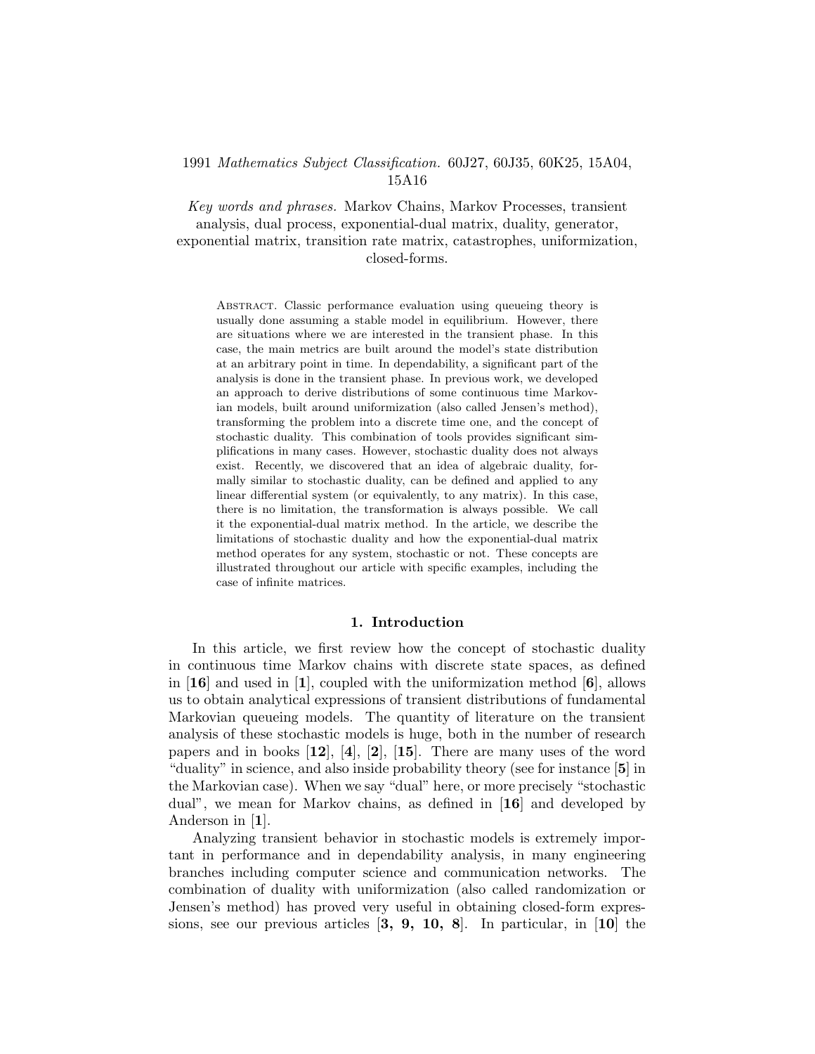1991 *Mathematics Subject Classification.* 60J27, 60J35, 60K25, 15A04, 15A16

*Key words and phrases.* Markov Chains, Markov Processes, transient analysis, dual process, exponential-dual matrix, duality, generator, exponential matrix, transition rate matrix, catastrophes, uniformization, closed-forms.

Abstract. Classic performance evaluation using queueing theory is usually done assuming a stable model in equilibrium. However, there are situations where we are interested in the transient phase. In this case, the main metrics are built around the model's state distribution at an arbitrary point in time. In dependability, a significant part of the analysis is done in the transient phase. In previous work, we developed an approach to derive distributions of some continuous time Markovian models, built around uniformization (also called Jensen's method), transforming the problem into a discrete time one, and the concept of stochastic duality. This combination of tools provides significant simplifications in many cases. However, stochastic duality does not always exist. Recently, we discovered that an idea of algebraic duality, formally similar to stochastic duality, can be defined and applied to any linear differential system (or equivalently, to any matrix). In this case, there is no limitation, the transformation is always possible. We call it the exponential-dual matrix method. In the article, we describe the limitations of stochastic duality and how the exponential-dual matrix method operates for any system, stochastic or not. These concepts are illustrated throughout our article with specific examples, including the case of infinite matrices.

## 1. Introduction

In this article, we first review how the concept of stochastic duality in continuous time Markov chains with discrete state spaces, as defined in [**16**] and used in [**1**], coupled with the uniformization method [**6**], allows us to obtain analytical expressions of transient distributions of fundamental Markovian queueing models. The quantity of literature on the transient analysis of these stochastic models is huge, both in the number of research papers and in books [**12**], [**4**], [**2**], [**15**]. There are many uses of the word "duality" in science, and also inside probability theory (see for instance [**5**] in the Markovian case). When we say "dual" here, or more precisely "stochastic dual", we mean for Markov chains, as defined in [**16**] and developed by Anderson in [**1**].

Analyzing transient behavior in stochastic models is extremely important in performance and in dependability analysis, in many engineering branches including computer science and communication networks. The combination of duality with uniformization (also called randomization or Jensen's method) has proved very useful in obtaining closed-form expressions, see our previous articles [**3, 9, 10, 8**]. In particular, in [**10**] the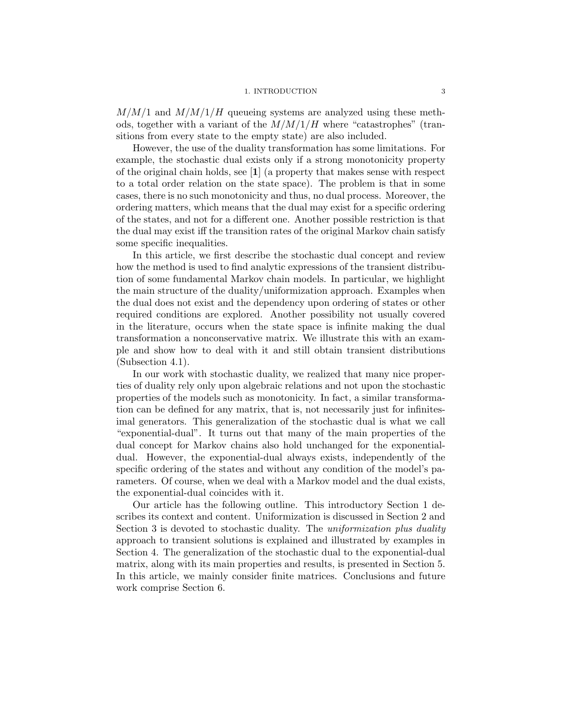$M/M/1$ and $M/M/1/H$ queueing systems are analyzed using these methods, together with a variant of the $M/M/1/H$ where "catastrophes" (transitions from every state to the empty state) are also included.

However, the use of the duality transformation has some limitations. For example, the stochastic dual exists only if a strong monotonicity property of the original chain holds, see [**1**] (a property that makes sense with respect to a total order relation on the state space). The problem is that in some cases, there is no such monotonicity and thus, no dual process. Moreover, the ordering matters, which means that the dual may exist for a specific ordering of the states, and not for a different one. Another possible restriction is that the dual may exist iff the transition rates of the original Markov chain satisfy some specific inequalities.

In this article, we first describe the stochastic dual concept and review how the method is used to find analytic expressions of the transient distribution of some fundamental Markov chain models. In particular, we highlight the main structure of the duality/uniformization approach. Examples when the dual does not exist and the dependency upon ordering of states or other required conditions are explored. Another possibility not usually covered in the literature, occurs when the state space is infinite making the dual transformation a nonconservative matrix. We illustrate this with an example and show how to deal with it and still obtain transient distributions (Subsection 4.1).

In our work with stochastic duality, we realized that many nice properties of duality rely only upon algebraic relations and not upon the stochastic properties of the models such as monotonicity. In fact, a similar transformation can be defined for any matrix, that is, not necessarily just for infinitesimal generators. This generalization of the stochastic dual is what we call "exponential-dual". It turns out that many of the main properties of the dual concept for Markov chains also hold unchanged for the exponential-dual. However, the exponential-dual always exists, independently of the specific ordering of the states and without any condition of the model's parameters. Of course, when we deal with a Markov model and the dual exists, the exponential-dual coincides with it.

Our article has the following outline. This introductory Section 1 describes its context and content. Uniformization is discussed in Section 2 and Section 3 is devoted to stochastic duality. The *uniformization plus duality* approach to transient solutions is explained and illustrated by examples in Section 4. The generalization of the stochastic dual to the exponential-dual matrix, along with its main properties and results, is presented in Section 5. In this article, we mainly consider finite matrices. Conclusions and future work comprise Section 6.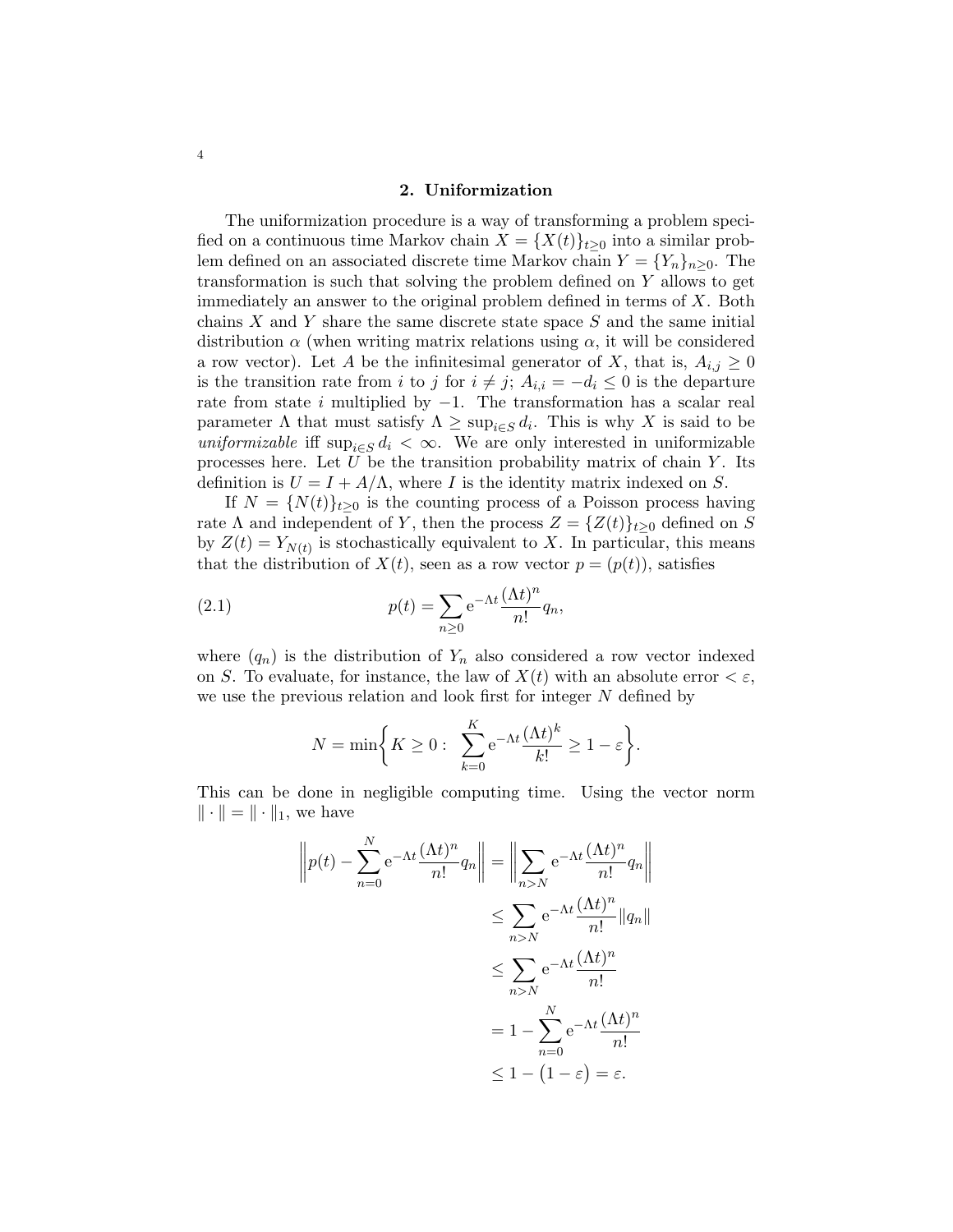## 2. Uniformization

The uniformization procedure is a way of transforming a problem specified on a continuous time Markov chain $X = \{X(t)\}_{t\geq 0}$ into a similar problem defined on an associated discrete time Markov chain $Y = \{Y_n\}_{n\geq 0}$. The transformation is such that solving the problem defined on $Y$ allows to get immediately an answer to the original problem defined in terms of $X$. Both chains $X$ and $Y$ share the same discrete state space $S$ and the same initial distribution $\alpha$ (when writing matrix relations using $\alpha$, it will be considered a row vector). Let $A$ be the infinitesimal generator of $X$, that is, $A_{i,j} \geq 0$ is the transition rate from $i$ to $j$ for $i \neq j$; $A_{i,i} = -d_i \leq 0$ is the departure rate from state $i$ multiplied by $-1$. The transformation has a scalar real parameter $\Lambda$ that must satisfy $\Lambda \geq \sup_{i\in S} d_i$. This is why $X$ is said to be *uniformizable* iff $\sup_{i\in S} d_i < \infty$. We are only interested in uniformizable processes here. Let $U$ be the transition probability matrix of chain $Y$. Its definition is $U = I + A/\Lambda$, where $I$ is the identity matrix indexed on $S$.

If $N = \{N(t)\}_{t\geq 0}$ is the counting process of a Poisson process having rate $\Lambda$ and independent of $Y$, then the process $Z = \{Z(t)\}_{t\geq 0}$ defined on $S$ by $Z(t) = Y_{N(t)}$ is stochastically equivalent to $X$. In particular, this means that the distribution of $X(t)$, seen as a row vector $p = (p(t))$, satisfies

$$p(t) = \sum_{n\geq 0} \mathrm{e}^{-\Lambda t} \frac{(\Lambda t)^n}{n!} q_n, \tag{2.1}$$

where $(q_n)$ is the distribution of $Y_n$ also considered a row vector indexed on $S$. To evaluate, for instance, the law of $X(t)$ with an absolute error $< \varepsilon$, we use the previous relation and look first for integer $N$ defined by

$$N = \min\left\{ K \geq 0 : \ \sum_{k=0}^{K} \mathrm{e}^{-\Lambda t} \frac{(\Lambda t)^k}{k!} \geq 1 - \varepsilon \right\}.$$

This can be done in negligible computing time. Using the vector norm $\|\cdot\| = \|\cdot\|_1$, we have

$$\begin{aligned}
\left\| p(t) - \sum_{n=0}^{N} \mathrm{e}^{-\Lambda t} \frac{(\Lambda t)^n}{n!} q_n \right\| &= \left\| \sum_{n>N} \mathrm{e}^{-\Lambda t} \frac{(\Lambda t)^n}{n!} q_n \right\| \\
&\leq \sum_{n>N} \mathrm{e}^{-\Lambda t} \frac{(\Lambda t)^n}{n!} \|q_n\| \\
&\leq \sum_{n>N} \mathrm{e}^{-\Lambda t} \frac{(\Lambda t)^n}{n!} \\
&= 1 - \sum_{n=0}^{N} \mathrm{e}^{-\Lambda t} \frac{(\Lambda t)^n}{n!} \\
&\leq 1 - \big(1 - \varepsilon\big) = \varepsilon.
\end{aligned}$$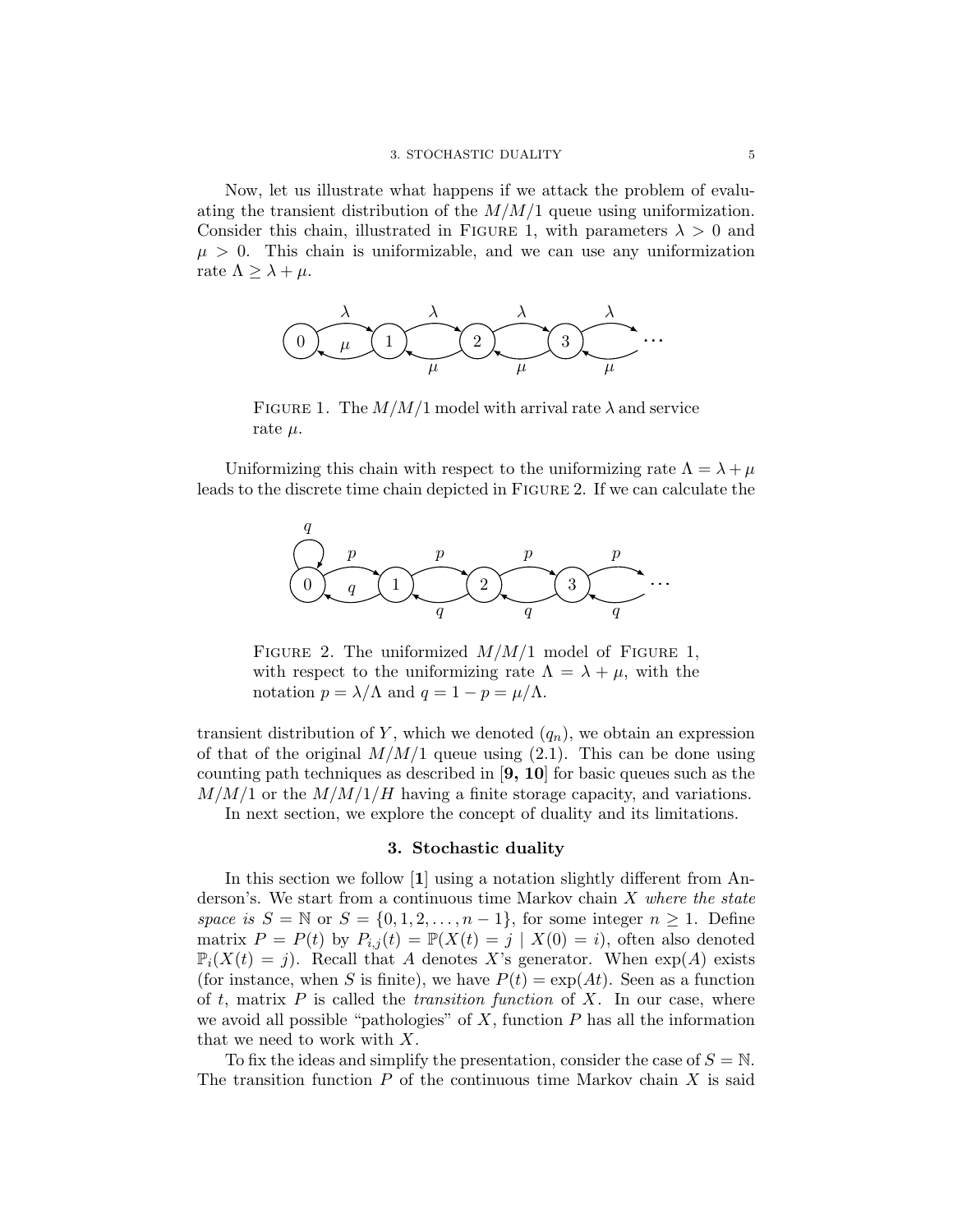Now, let us illustrate what happens if we attack the problem of evaluating the transient distribution of the $M/M/1$ queue using uniformization. Consider this chain, illustrated in FIGURE 1, with parameters $\lambda > 0$ and $\mu > 0$. This chain is uniformizable, and we can use any uniformization rate $\Lambda \geq \lambda + \mu$.

FIGURE 1. The $M/M/1$ model with arrival rate $\lambda$ and service rate $\mu$.

Uniformizing this chain with respect to the uniformizing rate $\Lambda = \lambda + \mu$ leads to the discrete time chain depicted in FIGURE 2. If we can calculate the transient distribution of $Y$, which we denoted $(q_n)$, we obtain an expression of that of the original $M/M/1$ queue using (2.1). This can be done using counting path techniques as described in [**9, 10**] for basic queues such as the $M/M/1$ or the $M/M/1/H$ having a finite storage capacity, and variations.

FIGURE 2. The uniformized $M/M/1$ model of FIGURE 1, with respect to the uniformizing rate $\Lambda = \lambda + \mu$, with the notation $p = \lambda/\Lambda$ and $q = 1 - p = \mu/\Lambda$.

In next section, we explore the concept of duality and its limitations.

## 3. Stochastic duality

In this section we follow [**1**] using a notation slightly different from Anderson's. We start from a continuous time Markov chain $X$ *where the state space is* $S = \mathbb{N}$ or $S = \{0, 1, 2, \ldots, n-1\}$, for some integer $n \geq 1$. Define matrix $P = P(t)$ by $P_{i,j}(t) = \mathbb{P}(X(t) = j \mid X(0) = i)$, often also denoted $\mathbb{P}_i(X(t) = j)$. Recall that $A$ denotes $X$'s generator. When $\exp(A)$ exists (for instance, when $S$ is finite), we have $P(t) = \exp(At)$. Seen as a function of $t$, matrix $P$ is called the *transition function* of $X$. In our case, where we avoid all possible "pathologies" of $X$, function $P$ has all the information that we need to work with $X$.

To fix the ideas and simplify the presentation, consider the case of $S = \mathbb{N}$. The transition function $P$ of the continuous time Markov chain $X$ is said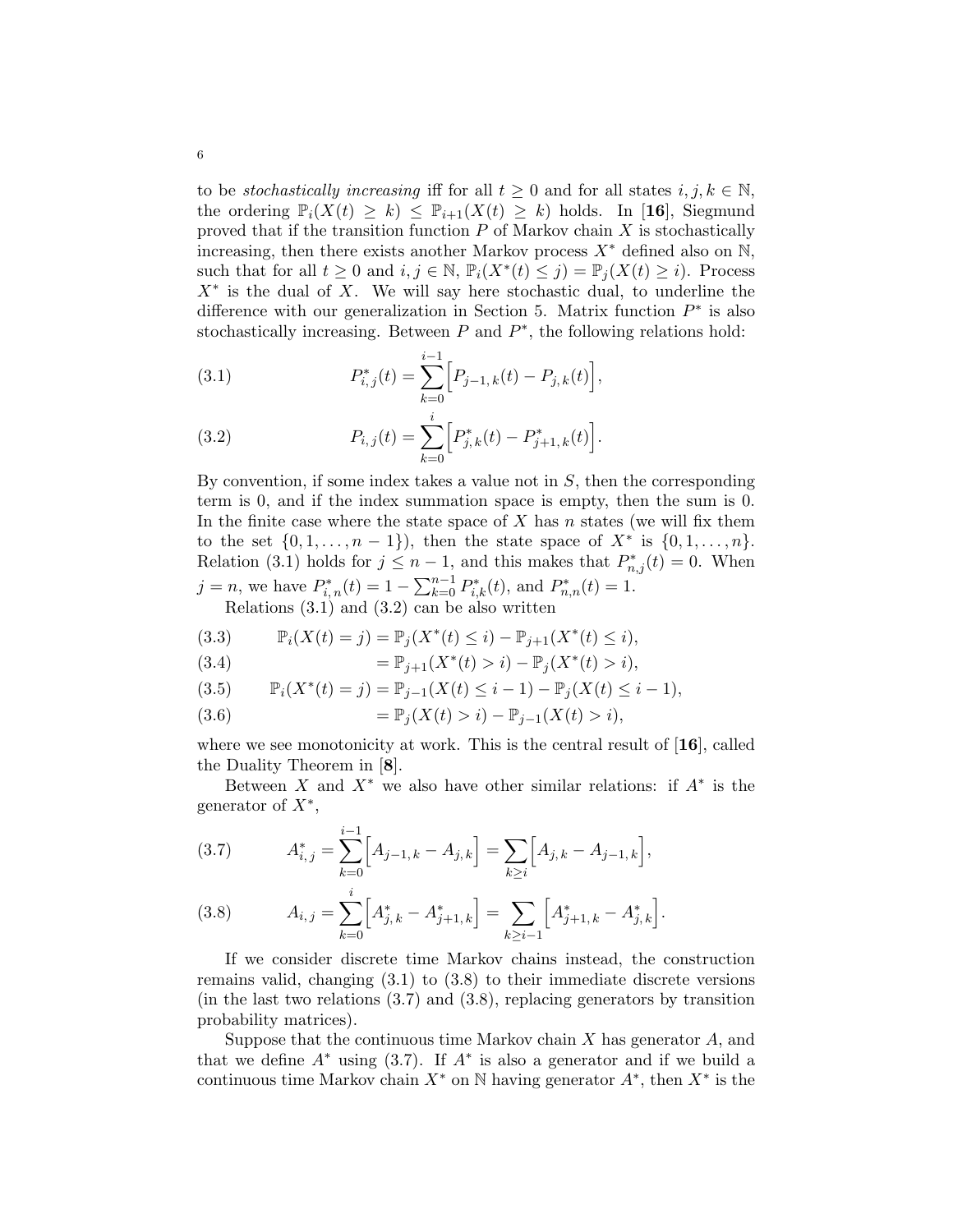to be *stochastically increasing* iff for all $t \geq 0$ and for all states $i, j, k \in \mathbb{N}$, the ordering $\mathbb{P}_i(X(t) \geq k) \leq \mathbb{P}_{i+1}(X(t) \geq k)$ holds. In [**16**], Siegmund proved that if the transition function $P$ of Markov chain $X$ is stochastically increasing, then there exists another Markov process $X^*$ defined also on $\mathbb{N}$, such that for all $t \geq 0$ and $i, j \in \mathbb{N}$, $\mathbb{P}_i(X^*(t) \leq j) = \mathbb{P}_j(X(t) \geq i)$. Process $X^*$ is the dual of $X$. We will say here stochastic dual, to underline the difference with our generalization in Section 5. Matrix function $P^*$ is also stochastically increasing. Between $P$ and $P^*$, the following relations hold:

$$P^*_{i,\,j}(t) = \sum_{k=0}^{i-1}\Big[P_{j-1,\,k}(t) - P_{j,\,k}(t)\Big], \tag{3.1}$$

$$P_{i,\,j}(t) = \sum_{k=0}^{i}\Big[P^*_{j,\,k}(t) - P^*_{j+1,\,k}(t)\Big]. \tag{3.2}$$

By convention, if some index takes a value not in $S$, then the corresponding term is 0, and if the index summation space is empty, then the sum is 0. In the finite case where the state space of $X$ has $n$ states (we will fix them to the set $\{0, 1, \ldots, n-1\}$), then the state space of $X^*$ is $\{0, 1, \ldots, n\}$. Relation (3.1) holds for $j \leq n-1$, and this makes that $P^*_{n,j}(t) = 0$. When $j = n$, we have $P^*_{i,\,n}(t) = 1 - \sum_{k=0}^{n-1} P^*_{i,k}(t)$, and $P^*_{n,n}(t) = 1$.

Relations (3.1) and (3.2) can be also written

$$\mathbb{P}_i(X(t) = j) = \mathbb{P}_j(X^*(t) \leq i) - \mathbb{P}_{j+1}(X^*(t) \leq i), \tag{3.3}$$

$$= \mathbb{P}_{j+1}(X^*(t) > i) - \mathbb{P}_j(X^*(t) > i), \tag{3.4}$$

$$\mathbb{P}_i(X^*(t) = j) = \mathbb{P}_{j-1}(X(t) \leq i-1) - \mathbb{P}_j(X(t) \leq i-1), \tag{3.5}$$

$$= \mathbb{P}_j(X(t) > i) - \mathbb{P}_{j-1}(X(t) > i), \tag{3.6}$$

where we see monotonicity at work. This is the central result of [**16**], called the Duality Theorem in [**8**].

Between $X$ and $X^*$ we also have other similar relations: if $A^*$ is the generator of $X^*$,

$$A^*_{i,\,j} = \sum_{k=0}^{i-1}\Big[A_{j-1,\,k} - A_{j,\,k}\Big] = \sum_{k\geq i}\Big[A_{j,\,k} - A_{j-1,\,k}\Big], \tag{3.7}$$

$$A_{i,\,j} = \sum_{k=0}^{i}\Big[A^*_{j,\,k} - A^*_{j+1,\,k}\Big] = \sum_{k\geq i-1}\Big[A^*_{j+1,\,k} - A^*_{j,\,k}\Big]. \tag{3.8}$$

If we consider discrete time Markov chains instead, the construction remains valid, changing (3.1) to (3.8) to their immediate discrete versions (in the last two relations (3.7) and (3.8), replacing generators by transition probability matrices).

Suppose that the continuous time Markov chain $X$ has generator $A$, and that we define $A^*$ using (3.7). If $A^*$ is also a generator and if we build a continuous time Markov chain $X^*$ on $\mathbb{N}$ having generator $A^*$, then $X^*$ is the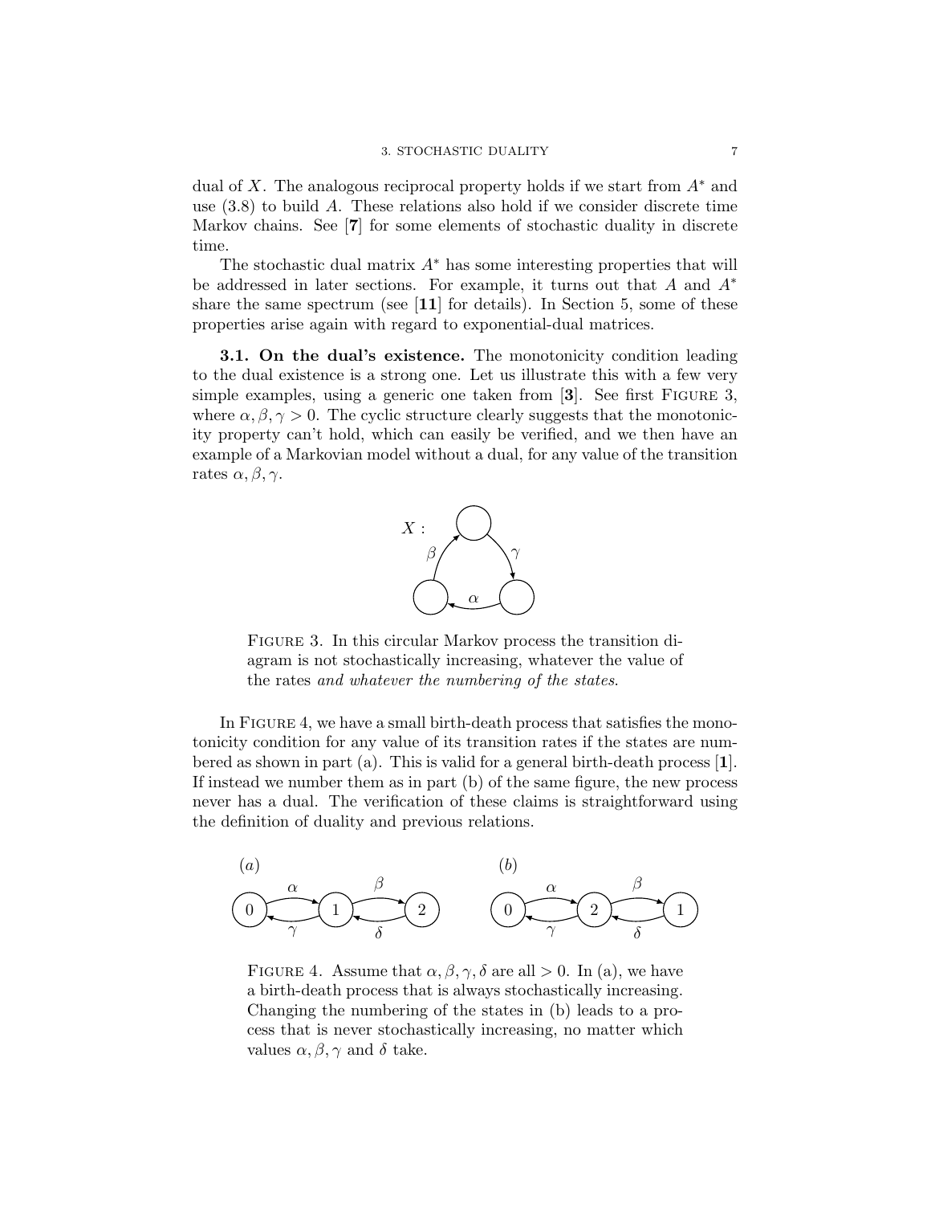dual of $X$. The analogous reciprocal property holds if we start from $A^*$ and use (3.8) to build $A$. These relations also hold if we consider discrete time Markov chains. See [**7**] for some elements of stochastic duality in discrete time.

The stochastic dual matrix $A^*$ has some interesting properties that will be addressed in later sections. For example, it turns out that $A$ and $A^*$ share the same spectrum (see [**11**] for details). In Section 5, some of these properties arise again with regard to exponential-dual matrices.

**3.1. On the dual's existence.** The monotonicity condition leading to the dual existence is a strong one. Let us illustrate this with a few very simple examples, using a generic one taken from [**3**]. See first Figure 3, where $\alpha, \beta, \gamma > 0$. The cyclic structure clearly suggests that the monotonicity property can't hold, which can easily be verified, and we then have an example of a Markovian model without a dual, for any value of the transition rates $\alpha, \beta, \gamma$.

Figure 3. In this circular Markov process the transition diagram is not stochastically increasing, whatever the value of the rates *and whatever the numbering of the states*.

In Figure 4, we have a small birth-death process that satisfies the monotonicity condition for any value of its transition rates if the states are numbered as shown in part (a). This is valid for a general birth-death process [**1**]. If instead we number them as in part (b) of the same figure, the new process never has a dual. The verification of these claims is straightforward using the definition of duality and previous relations.

Figure 4. Assume that $\alpha, \beta, \gamma, \delta$ are all $> 0$. In (a), we have a birth-death process that is always stochastically increasing. Changing the numbering of the states in (b) leads to a process that is never stochastically increasing, no matter which values $\alpha, \beta, \gamma$ and $\delta$ take.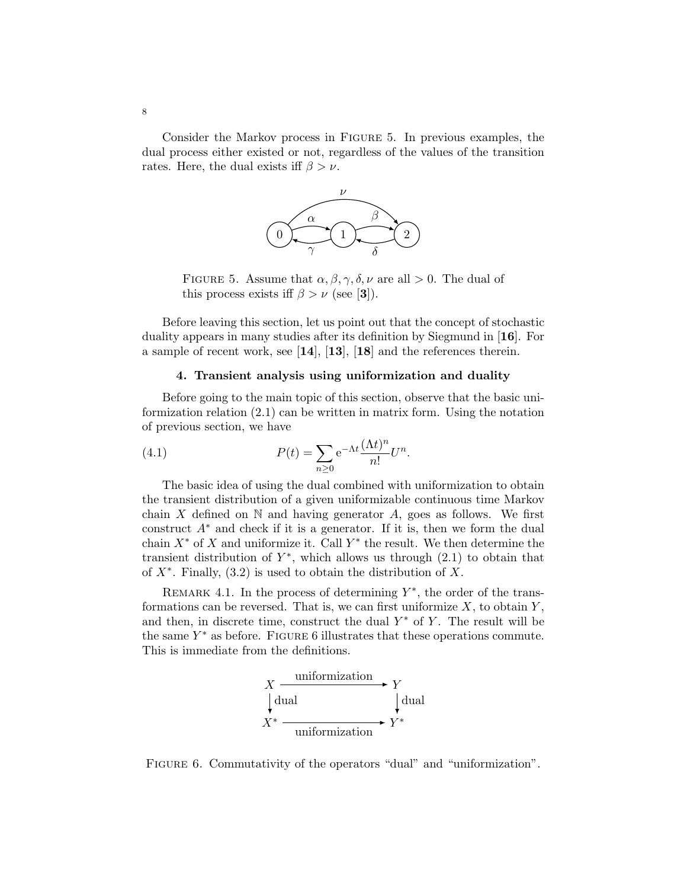Consider the Markov process in Figure 5. In previous examples, the dual process either existed or not, regardless of the values of the transition rates. Here, the dual exists iff $\beta > \nu$.

Figure 5. Assume that $\alpha, \beta, \gamma, \delta, \nu$ are all $> 0$. The dual of this process exists iff $\beta > \nu$ (see [**3**]).

Before leaving this section, let us point out that the concept of stochastic duality appears in many studies after its definition by Siegmund in [**16**]. For a sample of recent work, see [**14**], [**13**], [**18**] and the references therein.

## 4. Transient analysis using uniformization and duality

Before going to the main topic of this section, observe that the basic uniformization relation (2.1) can be written in matrix form. Using the notation of previous section, we have

$$P(t) = \sum_{n\geq 0} \mathrm{e}^{-\Lambda t} \frac{(\Lambda t)^n}{n!} U^n. \tag{4.1}$$

The basic idea of using the dual combined with uniformization to obtain the transient distribution of a given uniformizable continuous time Markov chain $X$ defined on $\mathbb{N}$ and having generator $A$, goes as follows. We first construct $A^*$ and check if it is a generator. If it is, then we form the dual chain $X^*$ of $X$ and uniformize it. Call $Y^*$ the result. We then determine the transient distribution of $Y^*$, which allows us through (2.1) to obtain that of $X^*$. Finally, (3.2) is used to obtain the distribution of $X$.

Remark 4.1. In the process of determining $Y^*$, the order of the transformations can be reversed. That is, we can first uniformize $X$, to obtain $Y$, and then, in discrete time, construct the dual $Y^*$ of $Y$. The result will be the same $Y^*$ as before. Figure 6 illustrates that these operations commute. This is immediate from the definitions.

$$\begin{array}{ccc} X & \xrightarrow{\text{uniformization}} & Y \\ \downarrow \text{dual} & & \downarrow \text{dual} \\ X^* & \xrightarrow[\text{uniformization}]{} & Y^* \end{array}$$

Figure 6. Commutativity of the operators "dual" and "uniformization".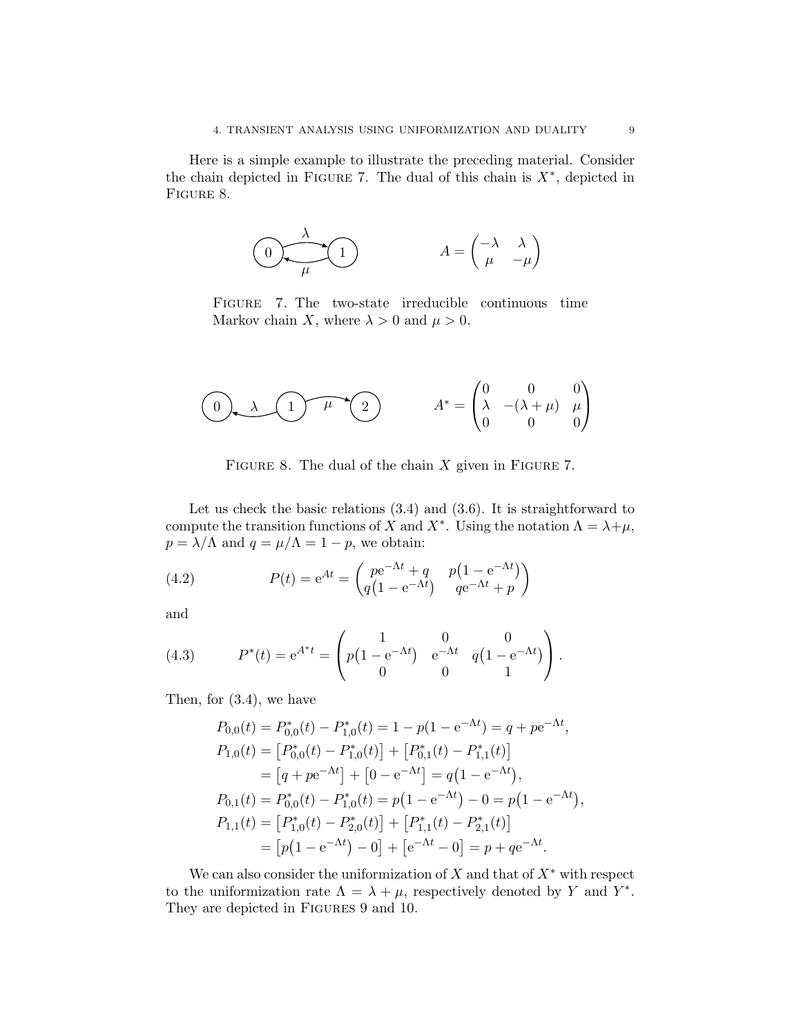Here is a simple example to illustrate the preceding material. Consider the chain depicted in FIGURE 7. The dual of this chain is $X^*$, depicted in FIGURE 8.

$$A = \begin{pmatrix} -\lambda & \lambda \\ \mu & -\mu \end{pmatrix}$$

FIGURE 7. The two-state irreducible continuous time Markov chain $X$, where $\lambda > 0$ and $\mu > 0$.

$$A^* = \begin{pmatrix} 0 & 0 & 0 \\ \lambda & -(\lambda+\mu) & \mu \\ 0 & 0 & 0 \end{pmatrix}$$

FIGURE 8. The dual of the chain $X$ given in FIGURE 7.

Let us check the basic relations (3.4) and (3.6). It is straightforward to compute the transition functions of $X$ and $X^*$. Using the notation $\Lambda = \lambda+\mu$, $p = \lambda/\Lambda$ and $q = \mu/\Lambda = 1-p$, we obtain:

$$P(t) = \mathrm{e}^{At} = \begin{pmatrix} p\mathrm{e}^{-\Lambda t} + q & p\big(1-\mathrm{e}^{-\Lambda t}\big) \\ q\big(1-\mathrm{e}^{-\Lambda t}\big) & q\mathrm{e}^{-\Lambda t} + p \end{pmatrix} \tag{4.2}$$

and

$$P^*(t) = \mathrm{e}^{A^* t} = \begin{pmatrix} 1 & 0 & 0 \\ p\big(1-\mathrm{e}^{-\Lambda t}\big) & \mathrm{e}^{-\Lambda t} & q\big(1-\mathrm{e}^{-\Lambda t}\big) \\ 0 & 0 & 1 \end{pmatrix}. \tag{4.3}$$

Then, for (3.4), we have

$$\begin{aligned}
P_{0,0}(t) &= P^*_{0,0}(t) - P^*_{1,0}(t) = 1 - p\big(1-\mathrm{e}^{-\Lambda t}\big) = q + p\mathrm{e}^{-\Lambda t}, \\
P_{1,0}(t) &= \big[P^*_{0,0}(t) - P^*_{1,0}(t)\big] + \big[P^*_{0,1}(t) - P^*_{1,1}(t)\big] \\
&= \big[q + p\mathrm{e}^{-\Lambda t}\big] + \big[0 - \mathrm{e}^{-\Lambda t}\big] = q\big(1-\mathrm{e}^{-\Lambda t}\big), \\
P_{0,1}(t) &= P^*_{0,0}(t) - P^*_{1,0}(t) = p\big(1-\mathrm{e}^{-\Lambda t}\big) - 0 = p\big(1-\mathrm{e}^{-\Lambda t}\big), \\
P_{1,1}(t) &= \big[P^*_{1,0}(t) - P^*_{2,0}(t)\big] + \big[P^*_{1,1}(t) - P^*_{2,1}(t)\big] \\
&= \big[p\big(1-\mathrm{e}^{-\Lambda t}\big) - 0\big] + \big[\mathrm{e}^{-\Lambda t} - 0\big] = p + q\mathrm{e}^{-\Lambda t}.
\end{aligned}$$

We can also consider the uniformization of $X$ and that of $X^*$ with respect to the uniformization rate $\Lambda = \lambda + \mu$, respectively denoted by $Y$ and $Y^*$. They are depicted in FIGURES 9 and 10.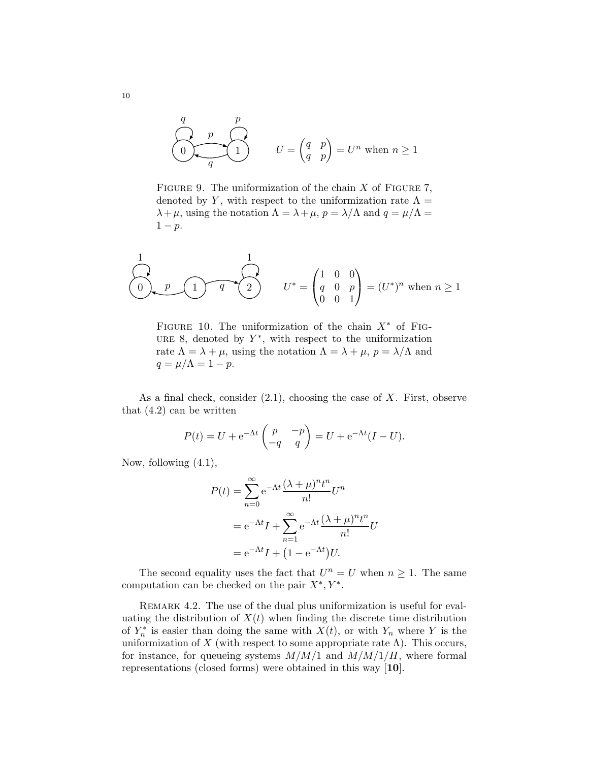$$U = \begin{pmatrix} q & p \\ q & p \end{pmatrix} = U^n \text{ when } n \geq 1$$

Figure 9. The uniformization of the chain $X$ of Figure 7, denoted by $Y$, with respect to the uniformization rate $\Lambda = \lambda + \mu$, using the notation $\Lambda = \lambda + \mu$, $p = \lambda/\Lambda$ and $q = \mu/\Lambda = 1 - p$.

$$U^* = \begin{pmatrix} 1 & 0 & 0 \\ q & 0 & p \\ 0 & 0 & 1 \end{pmatrix} = (U^*)^n \text{ when } n \geq 1$$

Figure 10. The uniformization of the chain $X^*$ of Figure 8, denoted by $Y^*$, with respect to the uniformization rate $\Lambda = \lambda + \mu$, using the notation $\Lambda = \lambda + \mu$, $p = \lambda/\Lambda$ and $q = \mu/\Lambda = 1 - p$.

As a final check, consider (2.1), choosing the case of $X$. First, observe that (4.2) can be written

$$P(t) = U + e^{-\Lambda t} \begin{pmatrix} p & -p \\ -q & q \end{pmatrix} = U + e^{-\Lambda t}(I - U).$$

Now, following (4.1),

$$\begin{aligned} P(t) &= \sum_{n=0}^{\infty} e^{-\Lambda t} \frac{(\lambda + \mu)^n t^n}{n!} U^n \\ &= e^{-\Lambda t} I + \sum_{n=1}^{\infty} e^{-\Lambda t} \frac{(\lambda + \mu)^n t^n}{n!} U \\ &= e^{-\Lambda t} I + \left(1 - e^{-\Lambda t}\right) U. \end{aligned}$$

The second equality uses the fact that $U^n = U$ when $n \geq 1$. The same computation can be checked on the pair $X^*, Y^*$.

Remark 4.2. The use of the dual plus uniformization is useful for evaluating the distribution of $X(t)$ when finding the discrete time distribution of $Y_n^*$ is easier than doing the same with $X(t)$, or with $Y_n$ where $Y$ is the uniformization of $X$ (with respect to some appropriate rate $\Lambda$). This occurs, for instance, for queueing systems $M/M/1$ and $M/M/1/H$, where formal representations (closed forms) were obtained in this way [**10**].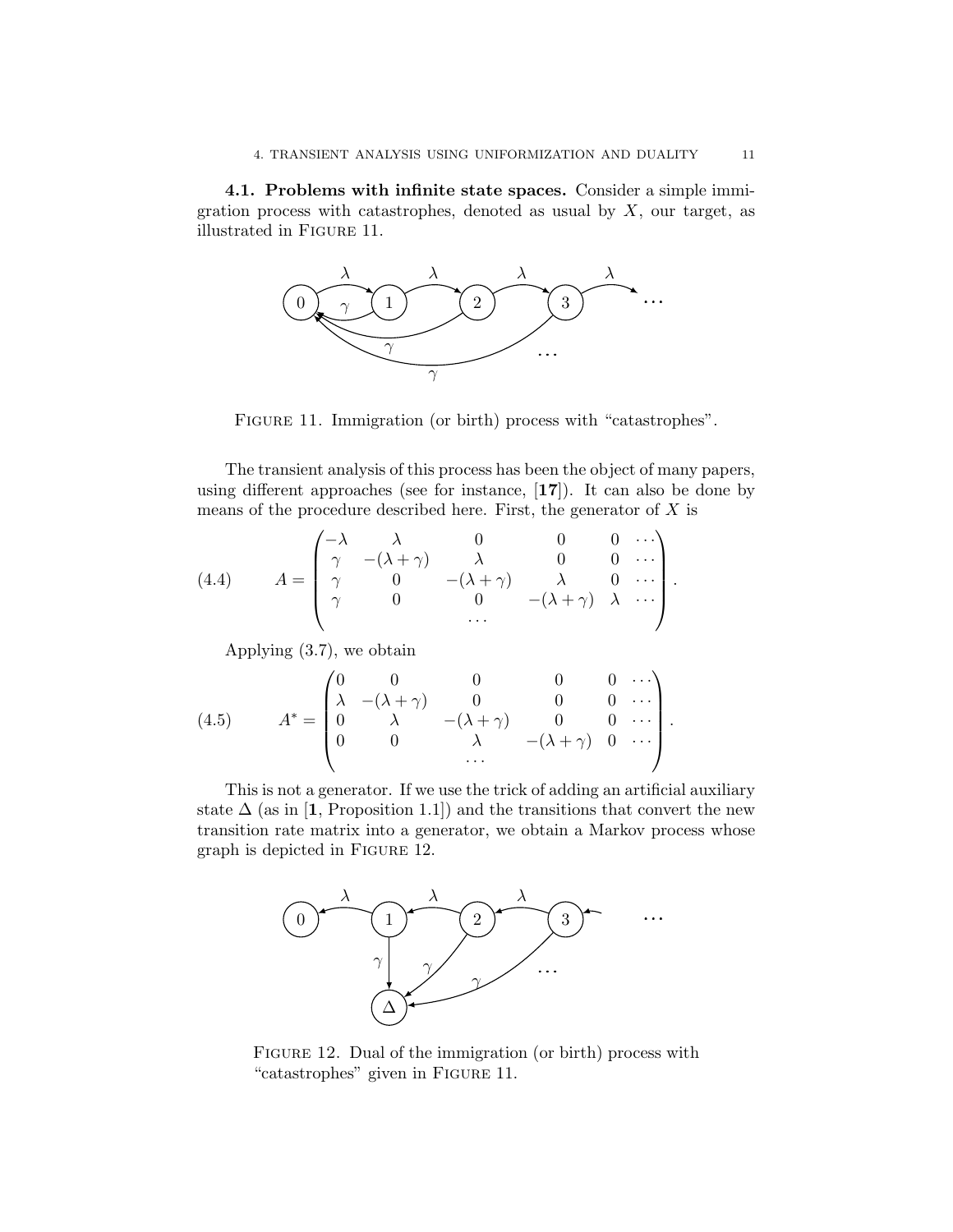**4.1. Problems with infinite state spaces.** Consider a simple immigration process with catastrophes, denoted as usual by $X$, our target, as illustrated in Figure 11.

Figure 11. Immigration (or birth) process with "catastrophes".

The transient analysis of this process has been the object of many papers, using different approaches (see for instance, [**17**]). It can also be done by means of the procedure described here. First, the generator of $X$ is

$$A = \begin{pmatrix} -\lambda & \lambda & 0 & 0 & 0 & \cdots \\ \gamma & -(\lambda+\gamma) & \lambda & 0 & 0 & \cdots \\ \gamma & 0 & -(\lambda+\gamma) & \lambda & 0 & \cdots \\ \gamma & 0 & 0 & -(\lambda+\gamma) & \lambda & \cdots \\ & & \cdots & & & \end{pmatrix}. \tag{4.4}$$

Applying (3.7), we obtain

$$A^* = \begin{pmatrix} 0 & 0 & 0 & 0 & 0 & \cdots \\ \lambda & -(\lambda+\gamma) & 0 & 0 & 0 & \cdots \\ 0 & \lambda & -(\lambda+\gamma) & 0 & 0 & \cdots \\ 0 & 0 & \lambda & -(\lambda+\gamma) & 0 & \cdots \\ & & \cdots & & & \end{pmatrix}. \tag{4.5}$$

This is not a generator. If we use the trick of adding an artificial auxiliary state $\Delta$ (as in [**1**, Proposition 1.1]) and the transitions that convert the new transition rate matrix into a generator, we obtain a Markov process whose graph is depicted in Figure 12.

Figure 12. Dual of the immigration (or birth) process with "catastrophes" given in Figure 11.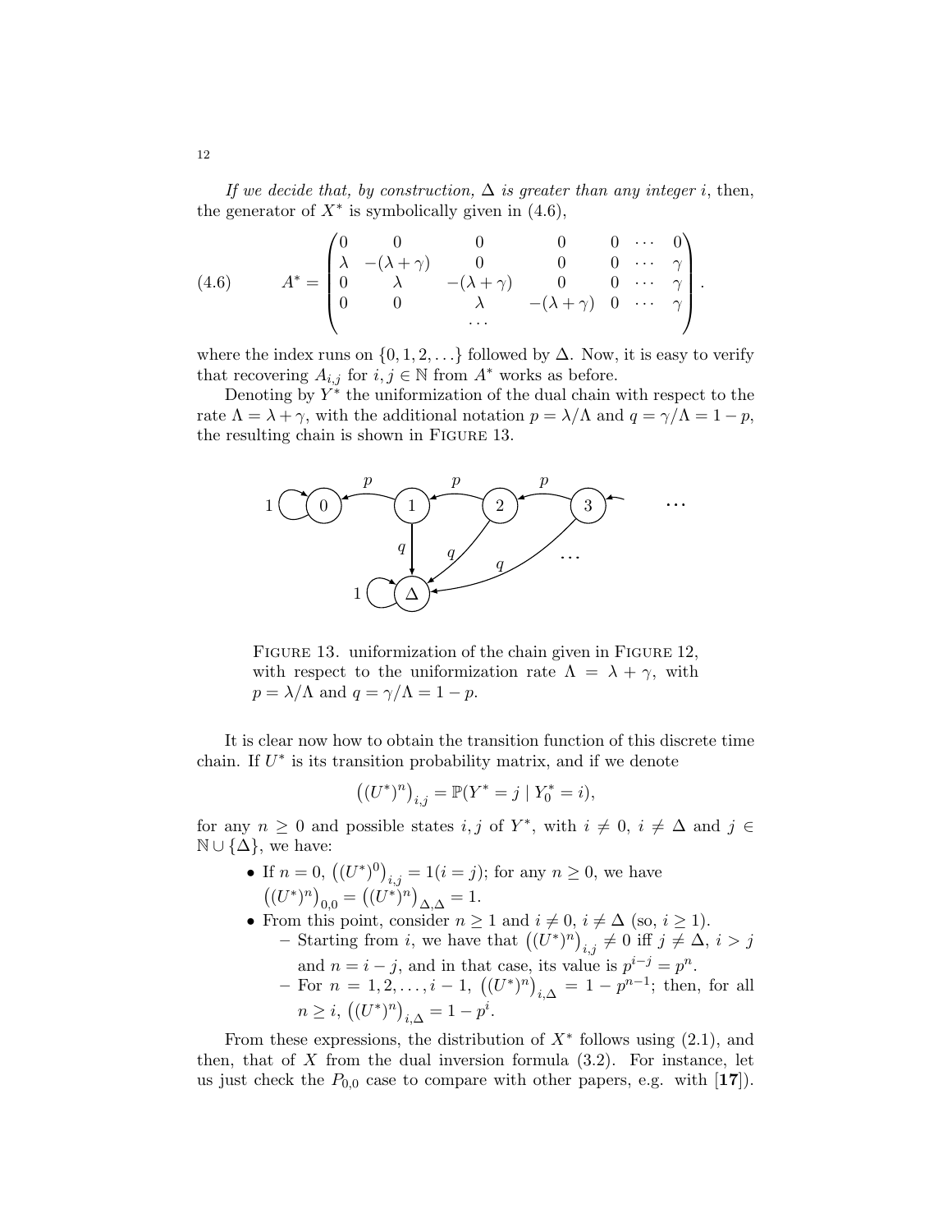*If we decide that, by construction, $\Delta$ is greater than any integer $i$*, then, the generator of $X^*$ is symbolically given in (4.6),

$$
A^* = \begin{pmatrix}
0 & 0 & 0 & 0 & 0 & \cdots & 0 \\
\lambda & -(\lambda+\gamma) & 0 & 0 & 0 & \cdots & \gamma \\
0 & \lambda & -(\lambda+\gamma) & 0 & 0 & \cdots & \gamma \\
0 & 0 & \lambda & -(\lambda+\gamma) & 0 & \cdots & \gamma \\
 & & \cdots & & & &
\end{pmatrix}. \tag{4.6}
$$

where the index runs on $\{0, 1, 2, \ldots\}$ followed by $\Delta$. Now, it is easy to verify that recovering $A_{i,j}$ for $i, j \in \mathbb{N}$ from $A^*$ works as before.

Denoting by $Y^*$ the uniformization of the dual chain with respect to the rate $\Lambda = \lambda + \gamma$, with the additional notation $p = \lambda/\Lambda$ and $q = \gamma/\Lambda = 1 - p$, the resulting chain is shown in Figure 13.

Figure 13. uniformization of the chain given in Figure 12, with respect to the uniformization rate $\Lambda = \lambda + \gamma$, with $p = \lambda/\Lambda$ and $q = \gamma/\Lambda = 1 - p$.

It is clear now how to obtain the transition function of this discrete time chain. If $U^*$ is its transition probability matrix, and if we denote

$$\left((U^*)^n\right)_{i,j} = \mathbb{P}(Y^* = j \mid Y_0^* = i),$$

for any $n \geq 0$ and possible states $i, j$ of $Y^*$, with $i \neq 0$, $i \neq \Delta$ and $j \in \mathbb{N} \cup \{\Delta\}$, we have:

- If $n = 0$, $\left((U^*)^0\right)_{i,j} = 1(i = j)$; for any $n \geq 0$, we have $\left((U^*)^n\right)_{0,0} = \left((U^*)^n\right)_{\Delta,\Delta} = 1$.
- From this point, consider $n \geq 1$ and $i \neq 0$, $i \neq \Delta$ (so, $i \geq 1$).
  - Starting from $i$, we have that $\left((U^*)^n\right)_{i,j} \neq 0$ iff $j \neq \Delta$, $i > j$ and $n = i - j$, and in that case, its value is $p^{i-j} = p^n$.
  - For $n = 1, 2, \ldots, i - 1$, $\left((U^*)^n\right)_{i,\Delta} = 1 - p^{n-1}$; then, for all $n \geq i$, $\left((U^*)^n\right)_{i,\Delta} = 1 - p^i$.

From these expressions, the distribution of $X^*$ follows using (2.1), and then, that of $X$ from the dual inversion formula (3.2). For instance, let us just check the $P_{0,0}$ case to compare with other papers, e.g. with [**17**]).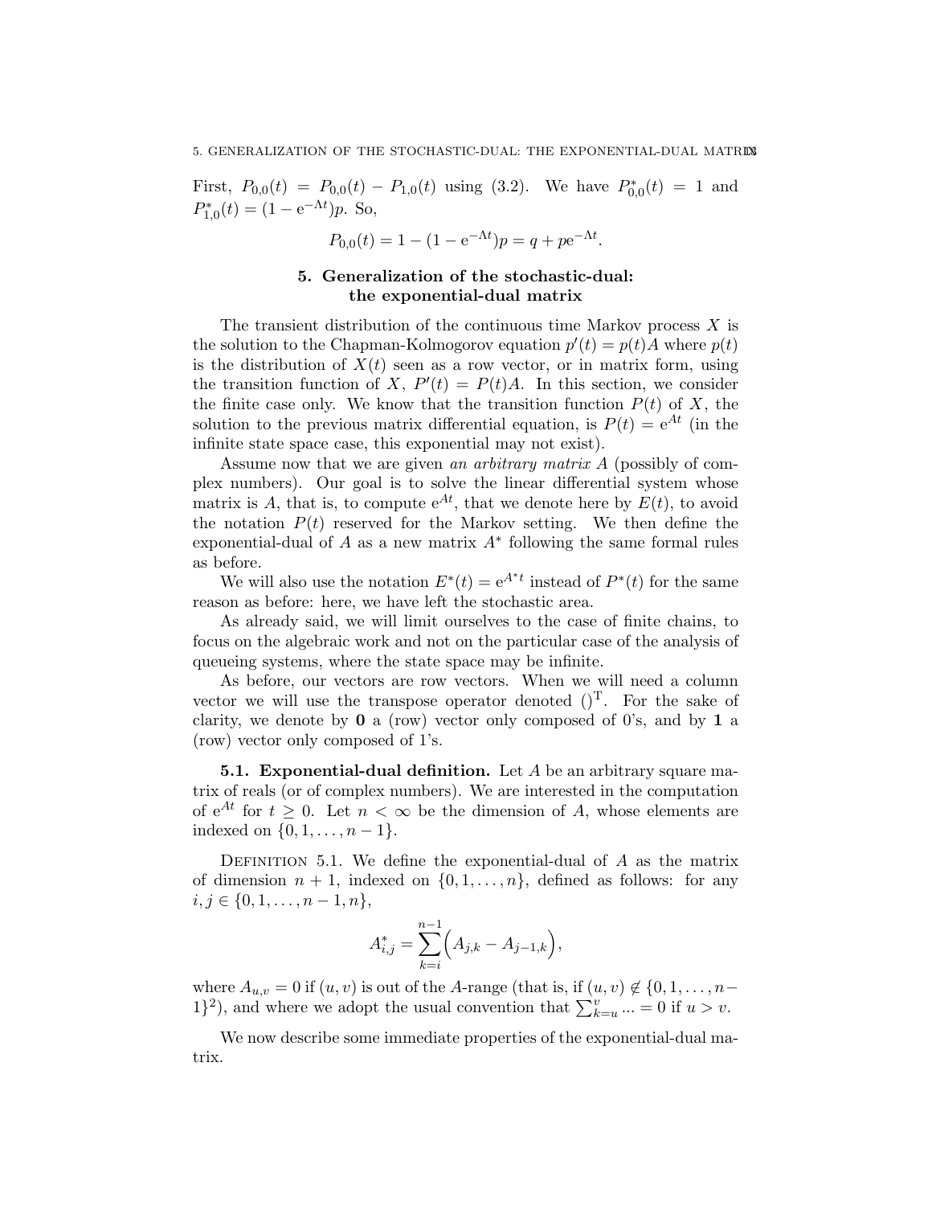First, $P_{0,0}(t) = P_{0,0}(t) - P_{1,0}(t)$ using (3.2). We have $P^*_{0,0}(t) = 1$ and $P^*_{1,0}(t) = (1 - \mathrm{e}^{-\Lambda t})p$. So,

$$P_{0,0}(t) = 1 - (1 - \mathrm{e}^{-\Lambda t})p = q + p\mathrm{e}^{-\Lambda t}.$$

## 5. Generalization of the stochastic-dual: the exponential-dual matrix

The transient distribution of the continuous time Markov process $X$ is the solution to the Chapman-Kolmogorov equation $p'(t) = p(t)A$ where $p(t)$ is the distribution of $X(t)$ seen as a row vector, or in matrix form, using the transition function of $X$, $P'(t) = P(t)A$. In this section, we consider the finite case only. We know that the transition function $P(t)$ of $X$, the solution to the previous matrix differential equation, is $P(t) = \mathrm{e}^{At}$ (in the infinite state space case, this exponential may not exist).

Assume now that we are given *an arbitrary matrix* $A$ (possibly of complex numbers). Our goal is to solve the linear differential system whose matrix is $A$, that is, to compute $\mathrm{e}^{At}$, that we denote here by $E(t)$, to avoid the notation $P(t)$ reserved for the Markov setting. We then define the exponential-dual of $A$ as a new matrix $A^*$ following the same formal rules as before.

We will also use the notation $E^*(t) = \mathrm{e}^{A^*t}$ instead of $P^*(t)$ for the same reason as before: here, we have left the stochastic area.

As already said, we will limit ourselves to the case of finite chains, to focus on the algebraic work and not on the particular case of the analysis of queueing systems, where the state space may be infinite.

As before, our vectors are row vectors. When we will need a column vector we will use the transpose operator denoted $()^{\mathrm{T}}$. For the sake of clarity, we denote by $\mathbf{0}$ a (row) vector only composed of 0's, and by $\mathbf{1}$ a (row) vector only composed of 1's.

**5.1. Exponential-dual definition.** Let $A$ be an arbitrary square matrix of reals (or of complex numbers). We are interested in the computation of $\mathrm{e}^{At}$ for $t \geq 0$. Let $n < \infty$ be the dimension of $A$, whose elements are indexed on $\{0, 1, \ldots, n-1\}$.

Definition 5.1. We define the exponential-dual of $A$ as the matrix of dimension $n+1$, indexed on $\{0, 1, \ldots, n\}$, defined as follows: for any $i, j \in \{0, 1, \ldots, n-1, n\}$,

$$A^*_{i,j} = \sum_{k=i}^{n-1} \Big( A_{j,k} - A_{j-1,k} \Big),$$

where $A_{u,v} = 0$ if $(u, v)$ is out of the $A$-range (that is, if $(u, v) \notin \{0, 1, \ldots, n-1\}^2$), and where we adopt the usual convention that $\sum_{k=u}^{v} \ldots = 0$ if $u > v$.

We now describe some immediate properties of the exponential-dual matrix.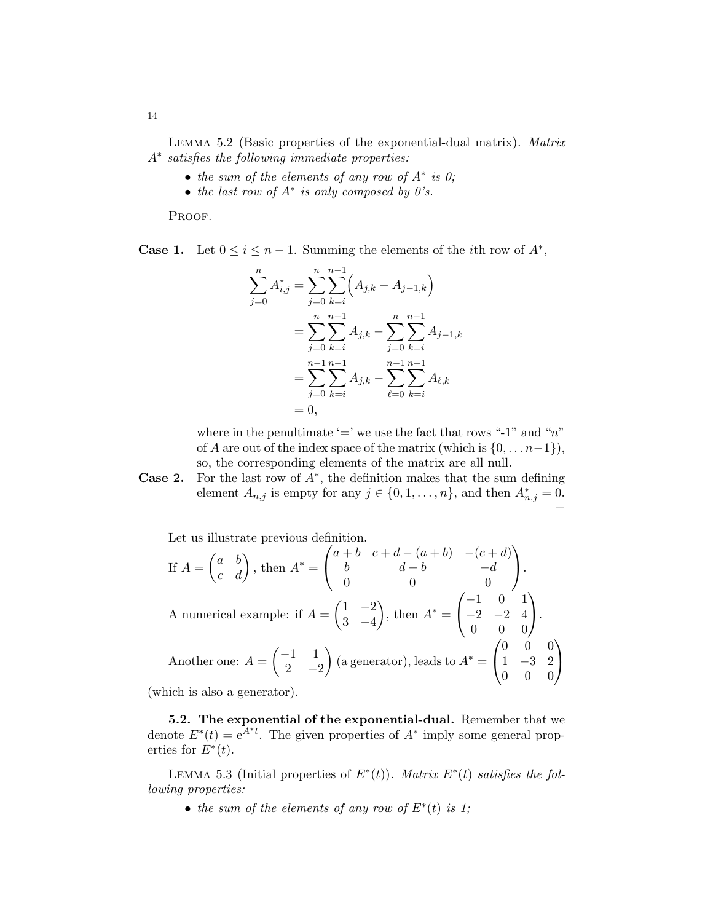LEMMA 5.2 (Basic properties of the exponential-dual matrix). *Matrix $A^*$ satisfies the following immediate properties:*

- *the sum of the elements of any row of $A^*$ is 0;*
- *the last row of $A^*$ is only composed by 0's.*

PROOF.

**Case 1.** Let $0 \le i \le n-1$. Summing the elements of the $i$th row of $A^*$,

$$
\begin{aligned}
\sum_{j=0}^{n} A^*_{i,j} &= \sum_{j=0}^{n} \sum_{k=i}^{n-1} \Big( A_{j,k} - A_{j-1,k} \Big) \\
&= \sum_{j=0}^{n} \sum_{k=i}^{n-1} A_{j,k} - \sum_{j=0}^{n} \sum_{k=i}^{n-1} A_{j-1,k} \\
&= \sum_{j=0}^{n-1} \sum_{k=i}^{n-1} A_{j,k} - \sum_{\ell=0}^{n-1} \sum_{k=i}^{n-1} A_{\ell,k} \\
&= 0,
\end{aligned}
$$

where in the penultimate '=' we use the fact that rows "-1" and "$n$" of $A$ are out of the index space of the matrix (which is $\{0, \dots n-1\}$), so, the corresponding elements of the matrix are all null.

**Case 2.** For the last row of $A^*$, the definition makes that the sum defining element $A_{n,j}$ is empty for any $j \in \{0, 1, \dots, n\}$, and then $A^*_{n,j} = 0$. $\square$

Let us illustrate previous definition.

If $A = \begin{pmatrix} a & b \\ c & d \end{pmatrix}$, then $A^* = \begin{pmatrix} a+b & c+d-(a+b) & -(c+d) \\ b & d-b & -d \\ 0 & 0 & 0 \end{pmatrix}$.

A numerical example: if $A = \begin{pmatrix} 1 & -2 \\ 3 & -4 \end{pmatrix}$, then $A^* = \begin{pmatrix} -1 & 0 & 1 \\ -2 & -2 & 4 \\ 0 & 0 & 0 \end{pmatrix}$.

Another one: $A = \begin{pmatrix} -1 & 1 \\ 2 & -2 \end{pmatrix}$ (a generator), leads to $A^* = \begin{pmatrix} 0 & 0 & 0 \\ 1 & -3 & 2 \\ 0 & 0 & 0 \end{pmatrix}$ (which is also a generator).

**5.2. The exponential of the exponential-dual.** Remember that we denote $E^*(t) = e^{A^* t}$. The given properties of $A^*$ imply some general properties for $E^*(t)$.

LEMMA 5.3 (Initial properties of $E^*(t)$). *Matrix $E^*(t)$ satisfies the following properties:*

- *the sum of the elements of any row of $E^*(t)$ is 1;*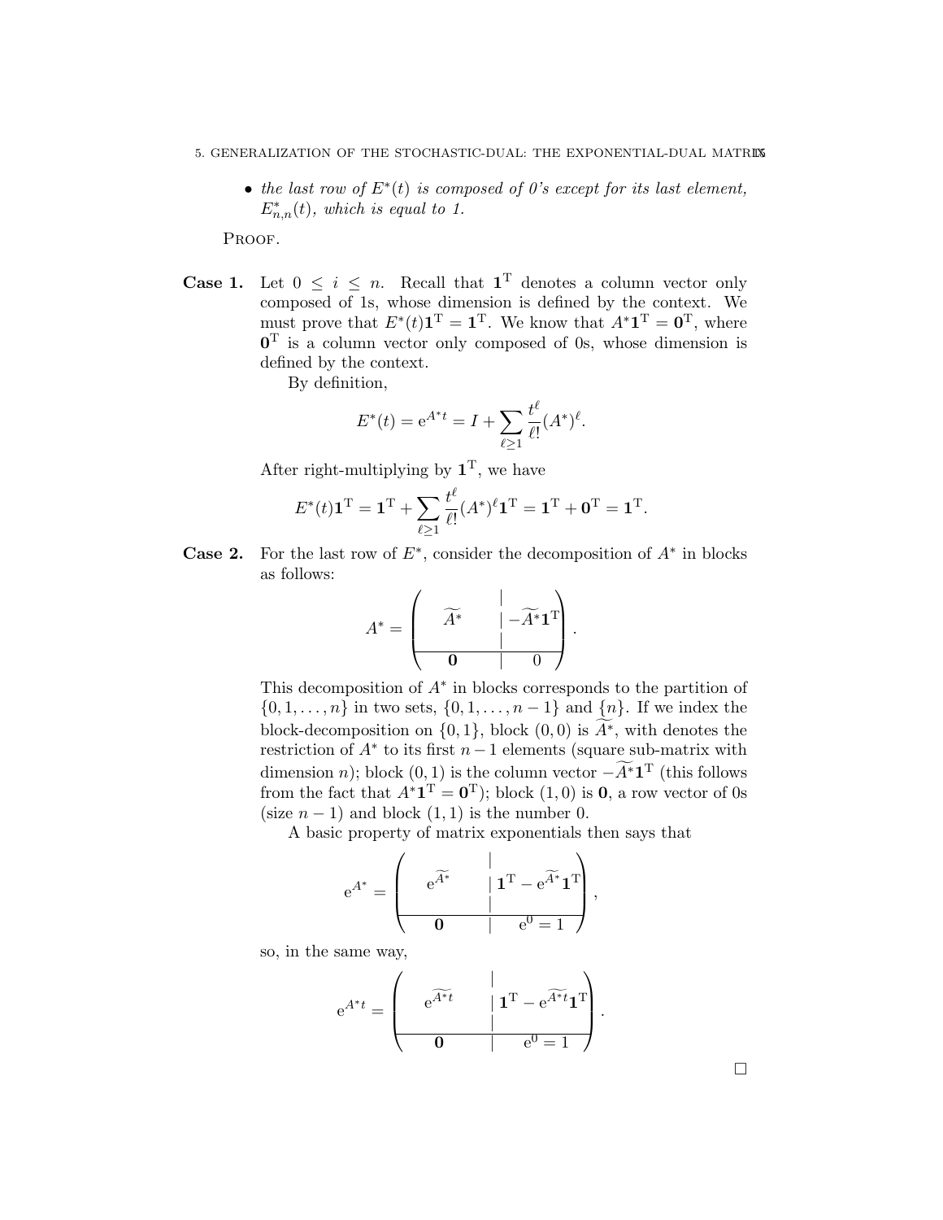- *the last row of $E^*(t)$ is composed of 0's except for its last element, $E^*_{n,n}(t)$, which is equal to 1.*

Proof.

**Case 1.** Let $0 \leq i \leq n$. Recall that $\mathbf{1}^{\mathrm{T}}$ denotes a column vector only composed of 1s, whose dimension is defined by the context. We must prove that $E^*(t)\mathbf{1}^{\mathrm{T}} = \mathbf{1}^{\mathrm{T}}$. We know that $A^*\mathbf{1}^{\mathrm{T}} = \mathbf{0}^{\mathrm{T}}$, where $\mathbf{0}^{\mathrm{T}}$ is a column vector only composed of 0s, whose dimension is defined by the context.

By definition,

$$E^*(t) = \mathrm{e}^{A^*t} = I + \sum_{\ell \geq 1} \frac{t^\ell}{\ell!}(A^*)^\ell.$$

After right-multiplying by $\mathbf{1}^{\mathrm{T}}$, we have

$$E^*(t)\mathbf{1}^{\mathrm{T}} = \mathbf{1}^{\mathrm{T}} + \sum_{\ell \geq 1} \frac{t^\ell}{\ell!}(A^*)^\ell \mathbf{1}^{\mathrm{T}} = \mathbf{1}^{\mathrm{T}} + \mathbf{0}^{\mathrm{T}} = \mathbf{1}^{\mathrm{T}}.$$

**Case 2.** For the last row of $E^*$, consider the decomposition of $A^*$ in blocks as follows:

$$A^* = \left(\begin{array}{c|c} \widetilde{A^*} & -\widetilde{A^*}\mathbf{1}^{\mathrm{T}} \\ \hline \mathbf{0} & 0 \end{array}\right).$$

This decomposition of $A^*$ in blocks corresponds to the partition of $\{0, 1, \ldots, n\}$ in two sets, $\{0, 1, \ldots, n-1\}$ and $\{n\}$. If we index the block-decomposition on $\{0, 1\}$, block $(0, 0)$ is $\widetilde{A^*}$, with denotes the restriction of $A^*$ to its first $n-1$ elements (square sub-matrix with dimension $n$); block $(0, 1)$ is the column vector $-\widetilde{A^*}\mathbf{1}^{\mathrm{T}}$ (this follows from the fact that $A^*\mathbf{1}^{\mathrm{T}} = \mathbf{0}^{\mathrm{T}}$); block $(1, 0)$ is $\mathbf{0}$, a row vector of 0s (size $n-1$) and block $(1, 1)$ is the number 0.

A basic property of matrix exponentials then says that

$$\mathrm{e}^{A^*} = \left(\begin{array}{c|c} \mathrm{e}^{\widetilde{A^*}} & \mathbf{1}^{\mathrm{T}} - \mathrm{e}^{\widetilde{A^*}}\mathbf{1}^{\mathrm{T}} \\ \hline \mathbf{0} & \mathrm{e}^0 = 1 \end{array}\right),$$

so, in the same way,

$$\mathrm{e}^{A^*t} = \left(\begin{array}{c|c} \mathrm{e}^{\widetilde{A^*t}} & \mathbf{1}^{\mathrm{T}} - \mathrm{e}^{\widetilde{A^*t}}\mathbf{1}^{\mathrm{T}} \\ \hline \mathbf{0} & \mathrm{e}^0 = 1 \end{array}\right).$$

□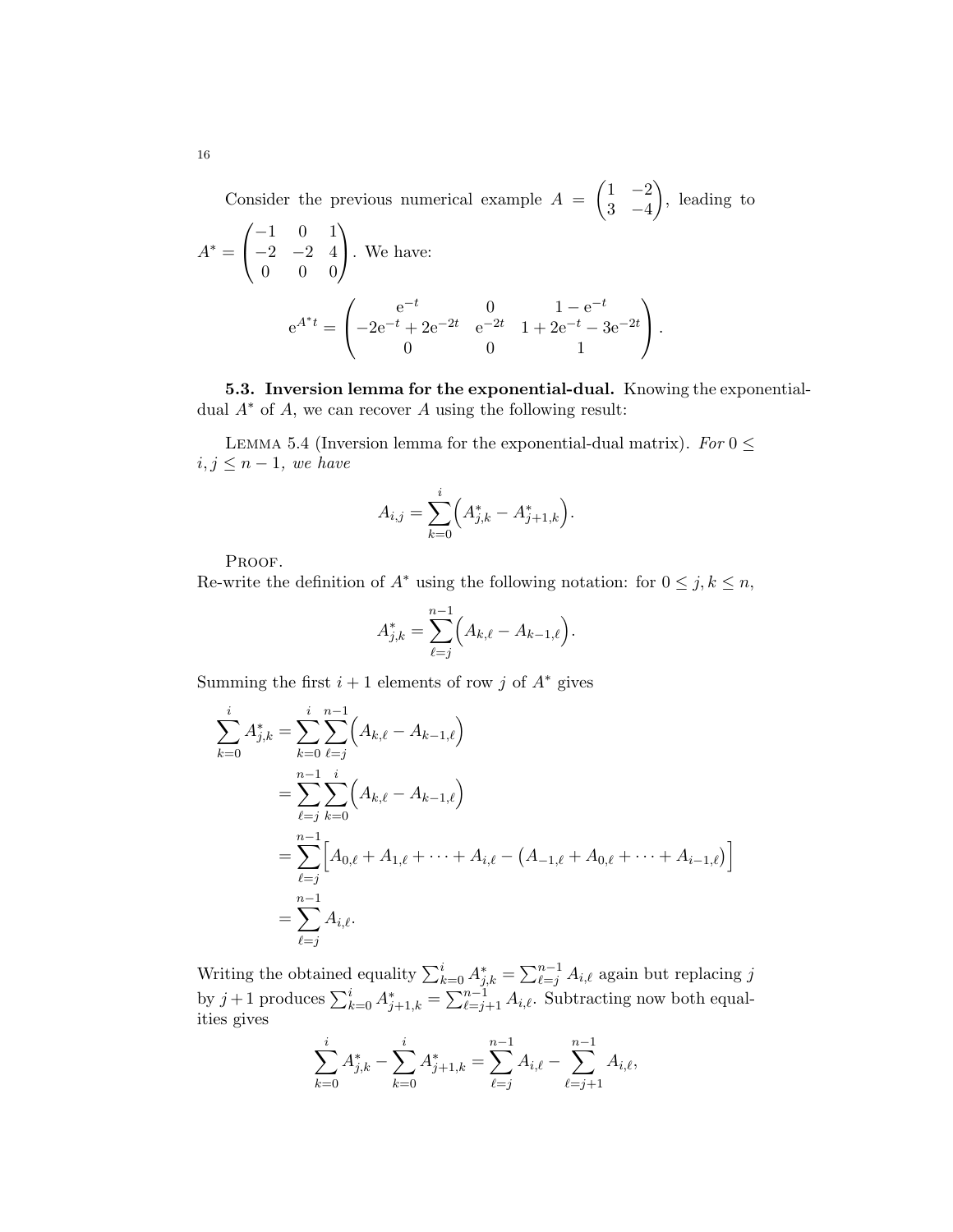Consider the previous numerical example $A = \begin{pmatrix} 1 & -2 \\ 3 & -4 \end{pmatrix}$, leading to $A^* = \begin{pmatrix} -1 & 0 & 1 \\ -2 & -2 & 4 \\ 0 & 0 & 0 \end{pmatrix}$. We have:

$$
\mathrm{e}^{A^* t} = \begin{pmatrix} \mathrm{e}^{-t} & 0 & 1 - \mathrm{e}^{-t} \\ -2\mathrm{e}^{-t} + 2\mathrm{e}^{-2t} & \mathrm{e}^{-2t} & 1 + 2\mathrm{e}^{-t} - 3\mathrm{e}^{-2t} \\ 0 & 0 & 1 \end{pmatrix}.
$$

**5.3. Inversion lemma for the exponential-dual.** Knowing the exponential-dual $A^*$ of $A$, we can recover $A$ using the following result:

Lemma 5.4 (Inversion lemma for the exponential-dual matrix). *For $0 \leq i, j \leq n-1$, we have*

$$
A_{i,j} = \sum_{k=0}^{i} \Big( A^*_{j,k} - A^*_{j+1,k} \Big).
$$

Proof.
Re-write the definition of $A^*$ using the following notation: for $0 \leq j, k \leq n$,

$$
A^*_{j,k} = \sum_{\ell=j}^{n-1} \Big( A_{k,\ell} - A_{k-1,\ell} \Big).
$$

Summing the first $i+1$ elements of row $j$ of $A^*$ gives

$$
\begin{aligned}
\sum_{k=0}^{i} A^*_{j,k} &= \sum_{k=0}^{i} \sum_{\ell=j}^{n-1} \Big( A_{k,\ell} - A_{k-1,\ell} \Big) \\
&= \sum_{\ell=j}^{n-1} \sum_{k=0}^{i} \Big( A_{k,\ell} - A_{k-1,\ell} \Big) \\
&= \sum_{\ell=j}^{n-1} \Big[ A_{0,\ell} + A_{1,\ell} + \cdots + A_{i,\ell} - \big( A_{-1,\ell} + A_{0,\ell} + \cdots + A_{i-1,\ell} \big) \Big] \\
&= \sum_{\ell=j}^{n-1} A_{i,\ell}.
\end{aligned}
$$

Writing the obtained equality $\sum_{k=0}^{i} A^*_{j,k} = \sum_{\ell=j}^{n-1} A_{i,\ell}$ again but replacing $j$ by $j+1$ produces $\sum_{k=0}^{i} A^*_{j+1,k} = \sum_{\ell=j+1}^{n-1} A_{i,\ell}$. Subtracting now both equalities gives

$$
\sum_{k=0}^{i} A^*_{j,k} - \sum_{k=0}^{i} A^*_{j+1,k} = \sum_{\ell=j}^{n-1} A_{i,\ell} - \sum_{\ell=j+1}^{n-1} A_{i,\ell},
$$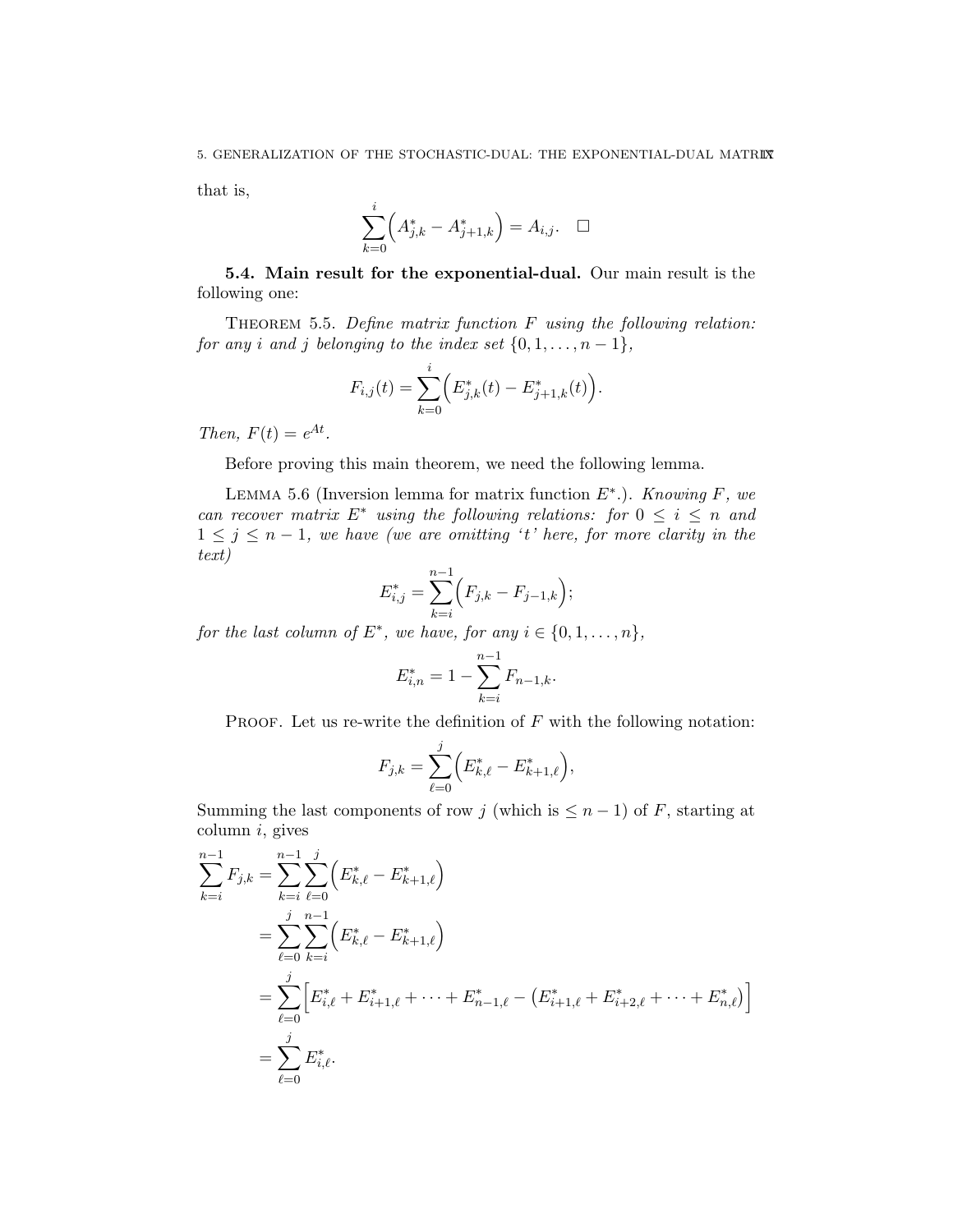that is,

$$\sum_{k=0}^{i}\Big(A^*_{j,k} - A^*_{j+1,k}\Big) = A_{i,j}. \quad \square$$

**5.4. Main result for the exponential-dual.** Our main result is the following one:

THEOREM 5.5. *Define matrix function $F$ using the following relation: for any $i$ and $j$ belonging to the index set $\{0, 1, \ldots, n-1\}$,*

$$F_{i,j}(t) = \sum_{k=0}^{i}\Big(E^*_{j,k}(t) - E^*_{j+1,k}(t)\Big).$$

*Then, $F(t) = e^{At}$.*

Before proving this main theorem, we need the following lemma.

LEMMA 5.6 (Inversion lemma for matrix function $E^*$.). *Knowing $F$, we can recover matrix $E^*$ using the following relations: for $0 \le i \le n$ and $1 \le j \le n-1$, we have (we are omitting '$t$' here, for more clarity in the text)*

$$E^*_{i,j} = \sum_{k=i}^{n-1}\Big(F_{j,k} - F_{j-1,k}\Big);$$

*for the last column of $E^*$, we have, for any $i \in \{0, 1, \ldots, n\}$,*

$$E^*_{i,n} = 1 - \sum_{k=i}^{n-1} F_{n-1,k}.$$

PROOF. Let us re-write the definition of $F$ with the following notation:

$$F_{j,k} = \sum_{\ell=0}^{j}\Big(E^*_{k,\ell} - E^*_{k+1,\ell}\Big),$$

Summing the last components of row $j$ (which is $\le n-1$) of $F$, starting at column $i$, gives

$$\begin{aligned}
\sum_{k=i}^{n-1} F_{j,k} &= \sum_{k=i}^{n-1}\sum_{\ell=0}^{j}\Big(E^*_{k,\ell} - E^*_{k+1,\ell}\Big) \\
&= \sum_{\ell=0}^{j}\sum_{k=i}^{n-1}\Big(E^*_{k,\ell} - E^*_{k+1,\ell}\Big) \\
&= \sum_{\ell=0}^{j}\Big[E^*_{i,\ell} + E^*_{i+1,\ell} + \cdots + E^*_{n-1,\ell} - \big(E^*_{i+1,\ell} + E^*_{i+2,\ell} + \cdots + E^*_{n,\ell}\big)\Big] \\
&= \sum_{\ell=0}^{j} E^*_{i,\ell}.
\end{aligned}$$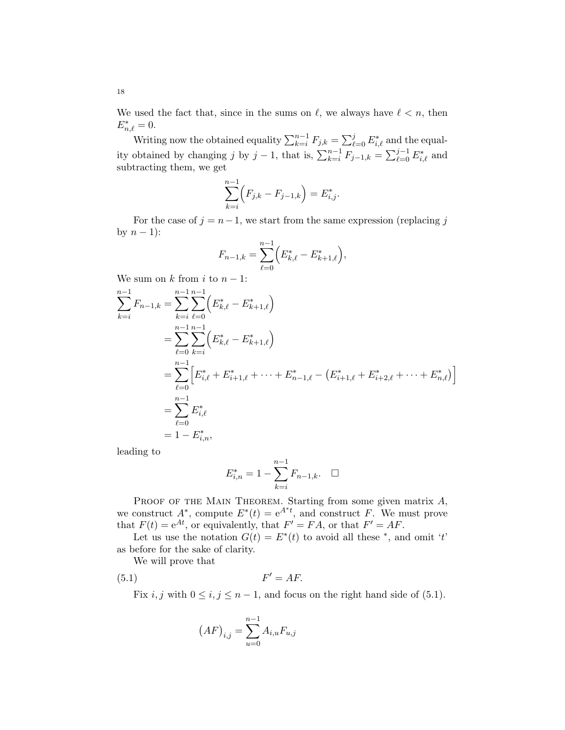We used the fact that, since in the sums on $\ell$, we always have $\ell < n$, then $E^*_{n,\ell} = 0$.

Writing now the obtained equality $\sum_{k=i}^{n-1} F_{j,k} = \sum_{\ell=0}^{j} E^*_{i,\ell}$ and the equality obtained by changing $j$ by $j-1$, that is, $\sum_{k=i}^{n-1} F_{j-1,k} = \sum_{\ell=0}^{j-1} E^*_{i,\ell}$ and subtracting them, we get

$$\sum_{k=i}^{n-1} \Big( F_{j,k} - F_{j-1,k} \Big) = E^*_{i,j}.$$

For the case of $j = n-1$, we start from the same expression (replacing $j$ by $n-1$):

$$F_{n-1,k} = \sum_{\ell=0}^{n-1} \Big( E^*_{k,\ell} - E^*_{k+1,\ell} \Big),$$

We sum on $k$ from $i$ to $n-1$:

$$\begin{aligned}
\sum_{k=i}^{n-1} F_{n-1,k} &= \sum_{k=i}^{n-1} \sum_{\ell=0}^{n-1} \Big( E^*_{k,\ell} - E^*_{k+1,\ell} \Big) \\
&= \sum_{\ell=0}^{n-1} \sum_{k=i}^{n-1} \Big( E^*_{k,\ell} - E^*_{k+1,\ell} \Big) \\
&= \sum_{\ell=0}^{n-1} \Big[ E^*_{i,\ell} + E^*_{i+1,\ell} + \cdots + E^*_{n-1,\ell} - \big( E^*_{i+1,\ell} + E^*_{i+2,\ell} + \cdots + E^*_{n,\ell} \big) \Big] \\
&= \sum_{\ell=0}^{n-1} E^*_{i,\ell} \\
&= 1 - E^*_{i,n},
\end{aligned}$$

leading to

$$E^*_{i,n} = 1 - \sum_{k=i}^{n-1} F_{n-1,k}. \quad \square$$

Proof of the Main Theorem. Starting from some given matrix $A$, we construct $A^*$, compute $E^*(t) = \mathrm{e}^{A^* t}$, and construct $F$. We must prove that $F(t) = \mathrm{e}^{At}$, or equivalently, that $F' = FA$, or that $F' = AF$.

Let us use the notation $G(t) = E^*(t)$ to avoid all these $^*$, and omit '$t$' as before for the sake of clarity.

We will prove that

$$F' = AF. \tag{5.1}$$

Fix $i, j$ with $0 \leq i, j \leq n-1$, and focus on the right hand side of (5.1).

$$\big( AF \big)_{i,j} = \sum_{u=0}^{n-1} A_{i,u} F_{u,j}$$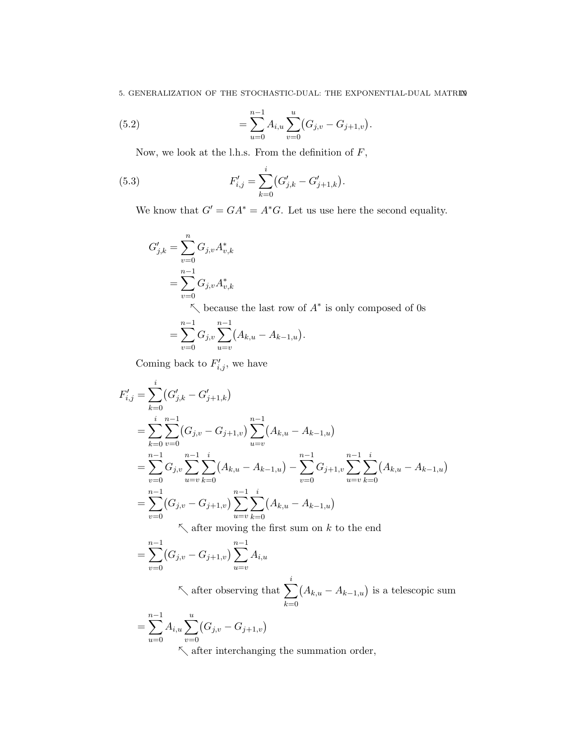$$= \sum_{u=0}^{n-1} A_{i,u} \sum_{v=0}^{u} \big(G_{j,v} - G_{j+1,v}\big). \tag{5.2}$$

Now, we look at the l.h.s. From the definition of $F$,

$$F'_{i,j} = \sum_{k=0}^{i} \big(G'_{j,k} - G'_{j+1,k}\big). \tag{5.3}$$

We know that $G' = GA^* = A^*G$. Let us use here the second equality.

$$\begin{aligned}
G'_{j,k} &= \sum_{v=0}^{n} G_{j,v} A^*_{v,k} \\
&= \sum_{v=0}^{n-1} G_{j,v} A^*_{v,k} \\
&\qquad \nwarrow \text{ because the last row of } A^* \text{ is only composed of 0s} \\
&= \sum_{v=0}^{n-1} G_{j,v} \sum_{u=v}^{n-1} \big(A_{k,u} - A_{k-1,u}\big).
\end{aligned}$$

Coming back to $F'_{i,j}$, we have

$$\begin{aligned}
F'_{i,j} &= \sum_{k=0}^{i} \big(G'_{j,k} - G'_{j+1,k}\big) \\
&= \sum_{k=0}^{i} \sum_{v=0}^{n-1} \big(G_{j,v} - G_{j+1,v}\big) \sum_{u=v}^{n-1} \big(A_{k,u} - A_{k-1,u}\big) \\
&= \sum_{v=0}^{n-1} G_{j,v} \sum_{u=v}^{n-1} \sum_{k=0}^{i} \big(A_{k,u} - A_{k-1,u}\big) - \sum_{v=0}^{n-1} G_{j+1,v} \sum_{u=v}^{n-1} \sum_{k=0}^{i} \big(A_{k,u} - A_{k-1,u}\big) \\
&= \sum_{v=0}^{n-1} \big(G_{j,v} - G_{j+1,v}\big) \sum_{u=v}^{n-1} \sum_{k=0}^{i} \big(A_{k,u} - A_{k-1,u}\big) \\
&\qquad \nwarrow \text{ after moving the first sum on } k \text{ to the end} \\
&= \sum_{v=0}^{n-1} \big(G_{j,v} - G_{j+1,v}\big) \sum_{u=v}^{n-1} A_{i,u} \\
&\qquad \nwarrow \text{ after observing that } \sum_{k=0}^{i} \big(A_{k,u} - A_{k-1,u}\big) \text{ is a telescopic sum} \\
&= \sum_{u=0}^{n-1} A_{i,u} \sum_{v=0}^{u} \big(G_{j,v} - G_{j+1,v}\big) \\
&\qquad \nwarrow \text{ after interchanging the summation order,}
\end{aligned}$$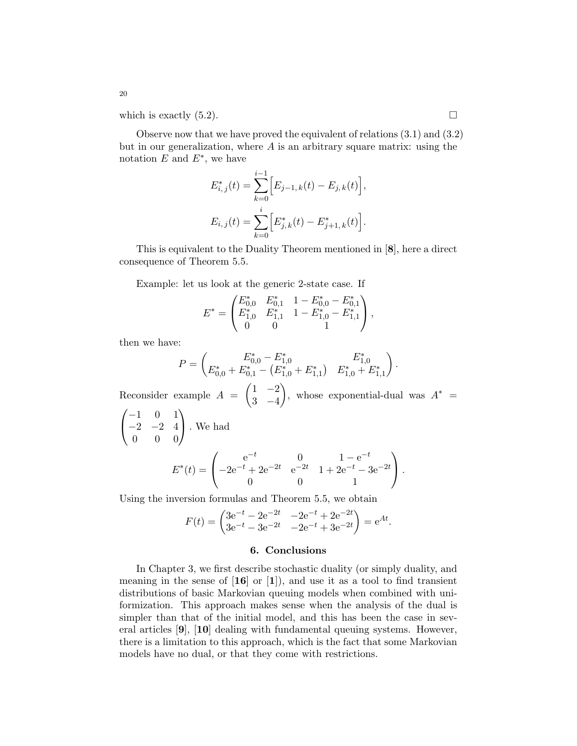which is exactly (5.2). $\square$

Observe now that we have proved the equivalent of relations (3.1) and (3.2) but in our generalization, where $A$ is an arbitrary square matrix: using the notation $E$ and $E^*$, we have

$$E^*_{i,\,j}(t) = \sum_{k=0}^{i-1} \Big[ E_{j-1,\,k}(t) - E_{j,\,k}(t) \Big],$$

$$E_{i,\,j}(t) = \sum_{k=0}^{i} \Big[ E^*_{j,\,k}(t) - E^*_{j+1,\,k}(t) \Big].$$

This is equivalent to the Duality Theorem mentioned in [**8**], here a direct consequence of Theorem 5.5.

Example: let us look at the generic 2-state case. If

$$E^* = \begin{pmatrix} E^*_{0,0} & E^*_{0,1} & 1 - E^*_{0,0} - E^*_{0,1} \\ E^*_{1,0} & E^*_{1,1} & 1 - E^*_{1,0} - E^*_{1,1} \\ 0 & 0 & 1 \end{pmatrix},$$

then we have:

$$P = \begin{pmatrix} E^*_{0,0} - E^*_{1,0} & E^*_{1,0} \\ E^*_{0,0} + E^*_{0,1} - \left(E^*_{1,0} + E^*_{1,1}\right) & E^*_{1,0} + E^*_{1,1} \end{pmatrix}.$$

Reconsider example $A = \begin{pmatrix} 1 & -2 \\ 3 & -4 \end{pmatrix}$, whose exponential-dual was $A^* = \begin{pmatrix} -1 & 0 & 1 \\ -2 & -2 & 4 \\ 0 & 0 & 0 \end{pmatrix}$. We had

$$E^*(t) = \begin{pmatrix} \mathrm{e}^{-t} & 0 & 1 - \mathrm{e}^{-t} \\ -2\mathrm{e}^{-t} + 2\mathrm{e}^{-2t} & \mathrm{e}^{-2t} & 1 + 2\mathrm{e}^{-t} - 3\mathrm{e}^{-2t} \\ 0 & 0 & 1 \end{pmatrix}.$$

Using the inversion formulas and Theorem 5.5, we obtain

$$F(t) = \begin{pmatrix} 3\mathrm{e}^{-t} - 2\mathrm{e}^{-2t} & -2\mathrm{e}^{-t} + 2\mathrm{e}^{-2t} \\ 3\mathrm{e}^{-t} - 3\mathrm{e}^{-2t} & -2\mathrm{e}^{-t} + 3\mathrm{e}^{-2t} \end{pmatrix} = \mathrm{e}^{At}.$$

## 6. Conclusions

In Chapter 3, we first describe stochastic duality (or simply duality, and meaning in the sense of [**16**] or [**1**]), and use it as a tool to find transient distributions of basic Markovian queuing models when combined with uniformization. This approach makes sense when the analysis of the dual is simpler than that of the initial model, and this has been the case in several articles [**9**], [**10**] dealing with fundamental queuing systems. However, there is a limitation to this approach, which is the fact that some Markovian models have no dual, or that they come with restrictions.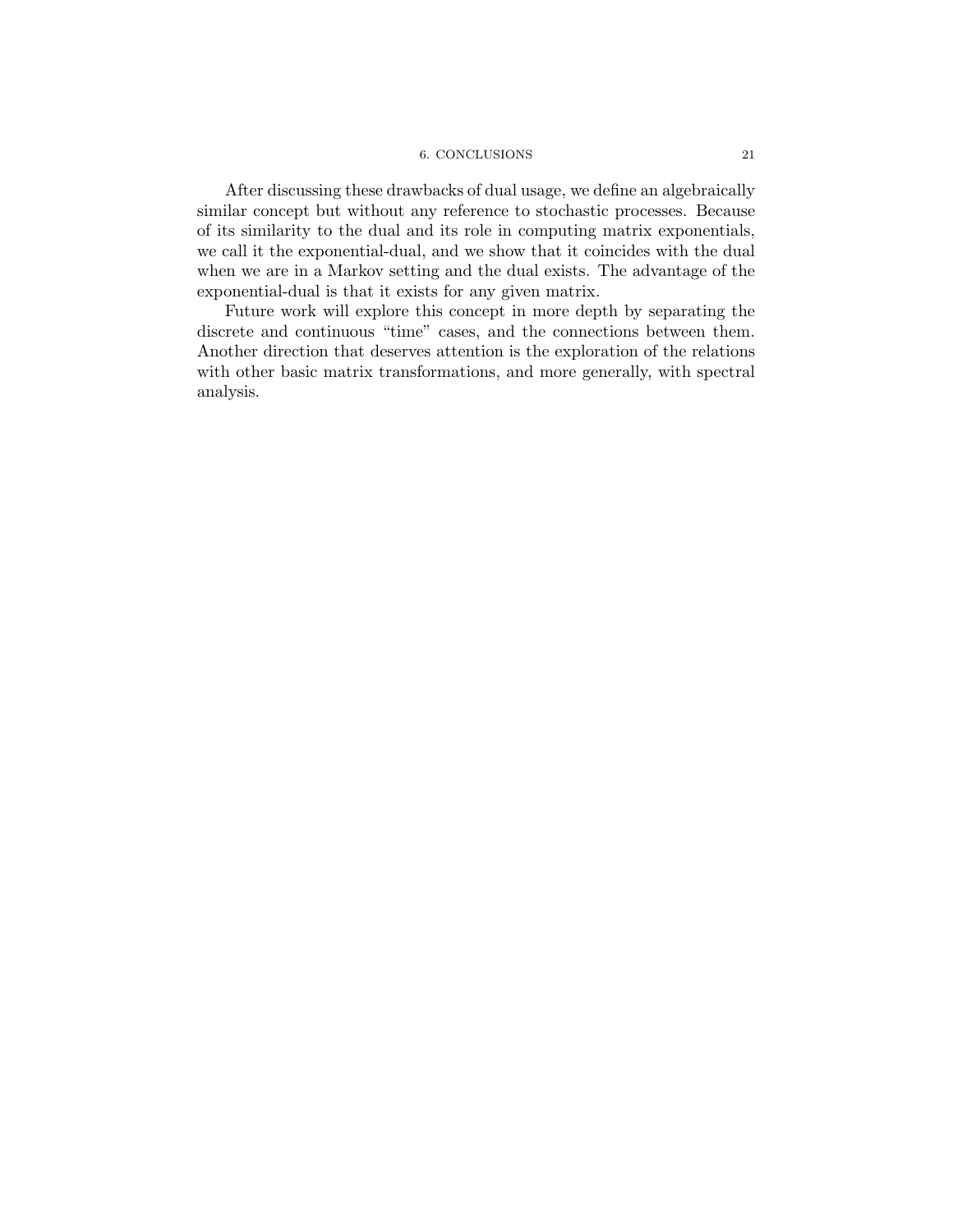After discussing these drawbacks of dual usage, we define an algebraically similar concept but without any reference to stochastic processes. Because of its similarity to the dual and its role in computing matrix exponentials, we call it the exponential-dual, and we show that it coincides with the dual when we are in a Markov setting and the dual exists. The advantage of the exponential-dual is that it exists for any given matrix.

Future work will explore this concept in more depth by separating the discrete and continuous "time" cases, and the connections between them. Another direction that deserves attention is the exploration of the relations with other basic matrix transformations, and more generally, with spectral analysis.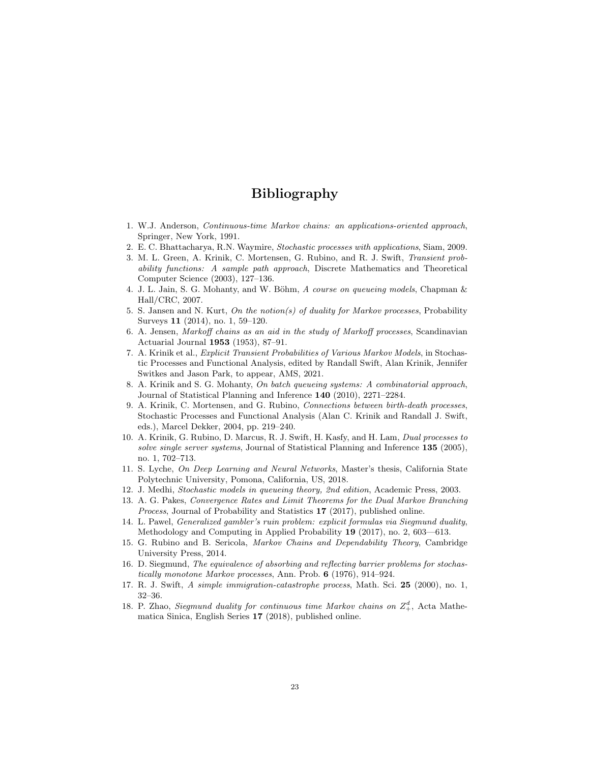# Bibliography

1. W.J. Anderson, *Continuous-time Markov chains: an applications-oriented approach*, Springer, New York, 1991.
2. E. C. Bhattacharya, R.N. Waymire, *Stochastic processes with applications*, Siam, 2009.
3. M. L. Green, A. Krinik, C. Mortensen, G. Rubino, and R. J. Swift, *Transient probability functions: A sample path approach*, Discrete Mathematics and Theoretical Computer Science (2003), 127–136.
4. J. L. Jain, S. G. Mohanty, and W. Böhm, *A course on queueing models*, Chapman & Hall/CRC, 2007.
5. S. Jansen and N. Kurt, *On the notion(s) of duality for Markov processes*, Probability Surveys **11** (2014), no. 1, 59–120.
6. A. Jensen, *Markoff chains as an aid in the study of Markoff processes*, Scandinavian Actuarial Journal **1953** (1953), 87–91.
7. A. Krinik et al., *Explicit Transient Probabilities of Various Markov Models*, in Stochastic Processes and Functional Analysis, edited by Randall Swift, Alan Krinik, Jennifer Switkes and Jason Park, to appear, AMS, 2021.
8. A. Krinik and S. G. Mohanty, *On batch queueing systems: A combinatorial approach*, Journal of Statistical Planning and Inference **140** (2010), 2271–2284.
9. A. Krinik, C. Mortensen, and G. Rubino, *Connections between birth-death processes*, Stochastic Processes and Functional Analysis (Alan C. Krinik and Randall J. Swift, eds.), Marcel Dekker, 2004, pp. 219–240.
10. A. Krinik, G. Rubino, D. Marcus, R. J. Swift, H. Kasfy, and H. Lam, *Dual processes to solve single server systems*, Journal of Statistical Planning and Inference **135** (2005), no. 1, 702–713.
11. S. Lyche, *On Deep Learning and Neural Networks*, Master's thesis, California State Polytechnic University, Pomona, California, US, 2018.
12. J. Medhi, *Stochastic models in queueing theory, 2nd edition*, Academic Press, 2003.
13. A. G. Pakes, *Convergence Rates and Limit Theorems for the Dual Markov Branching Process*, Journal of Probability and Statistics **17** (2017), published online.
14. L. Pawel, *Generalized gambler's ruin problem: explicit formulas via Siegmund duality*, Methodology and Computing in Applied Probability **19** (2017), no. 2, 603—613.
15. G. Rubino and B. Sericola, *Markov Chains and Dependability Theory*, Cambridge University Press, 2014.
16. D. Siegmund, *The equivalence of absorbing and reflecting barrier problems for stochastically monotone Markov processes*, Ann. Prob. **6** (1976), 914–924.
17. R. J. Swift, *A simple immigration-catastrophe process*, Math. Sci. **25** (2000), no. 1, 32–36.
18. P. Zhao, *Siegmund duality for continuous time Markov chains on $Z_+^d$*, Acta Mathematica Sinica, English Series **17** (2018), published online.